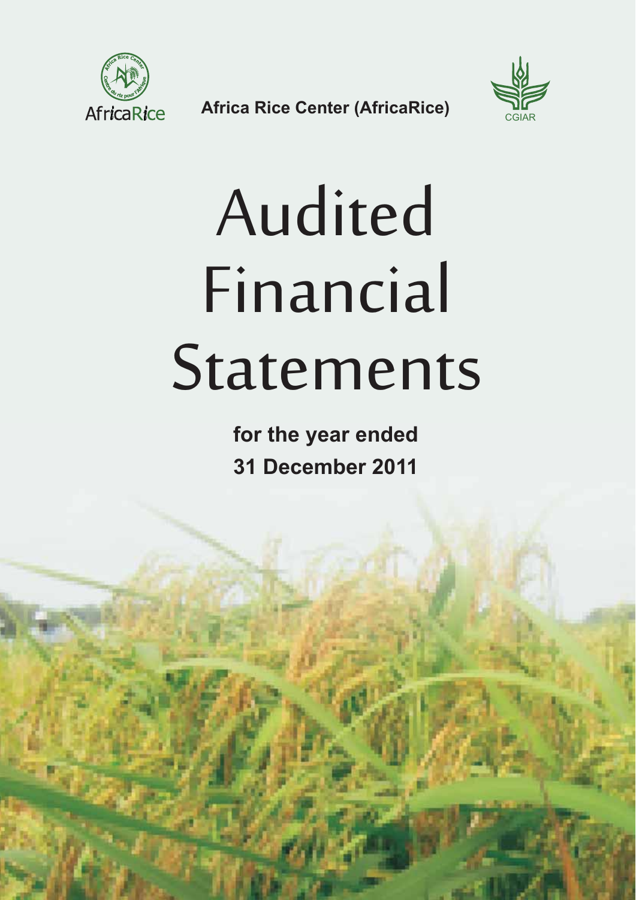Africa Rice Center (AfricaRice)

# Audited Financial Statements

**for the year ended 31 December 2011**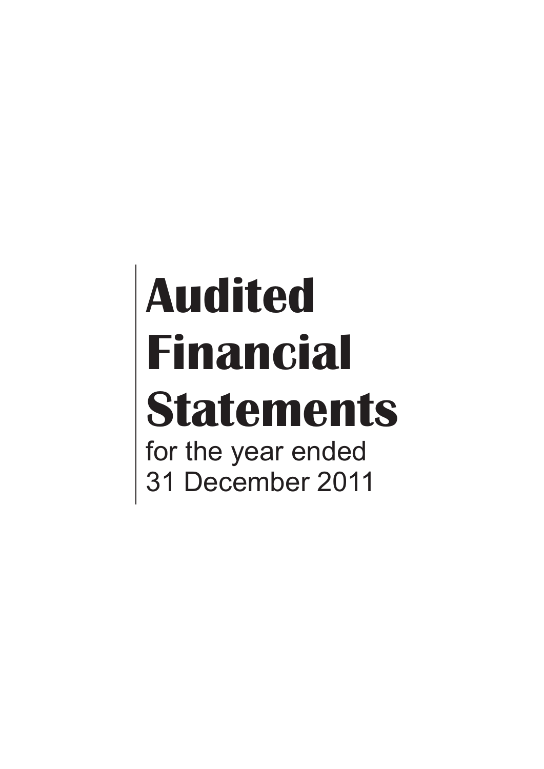# Audited Financial Statements

for the year ended
31 December 2011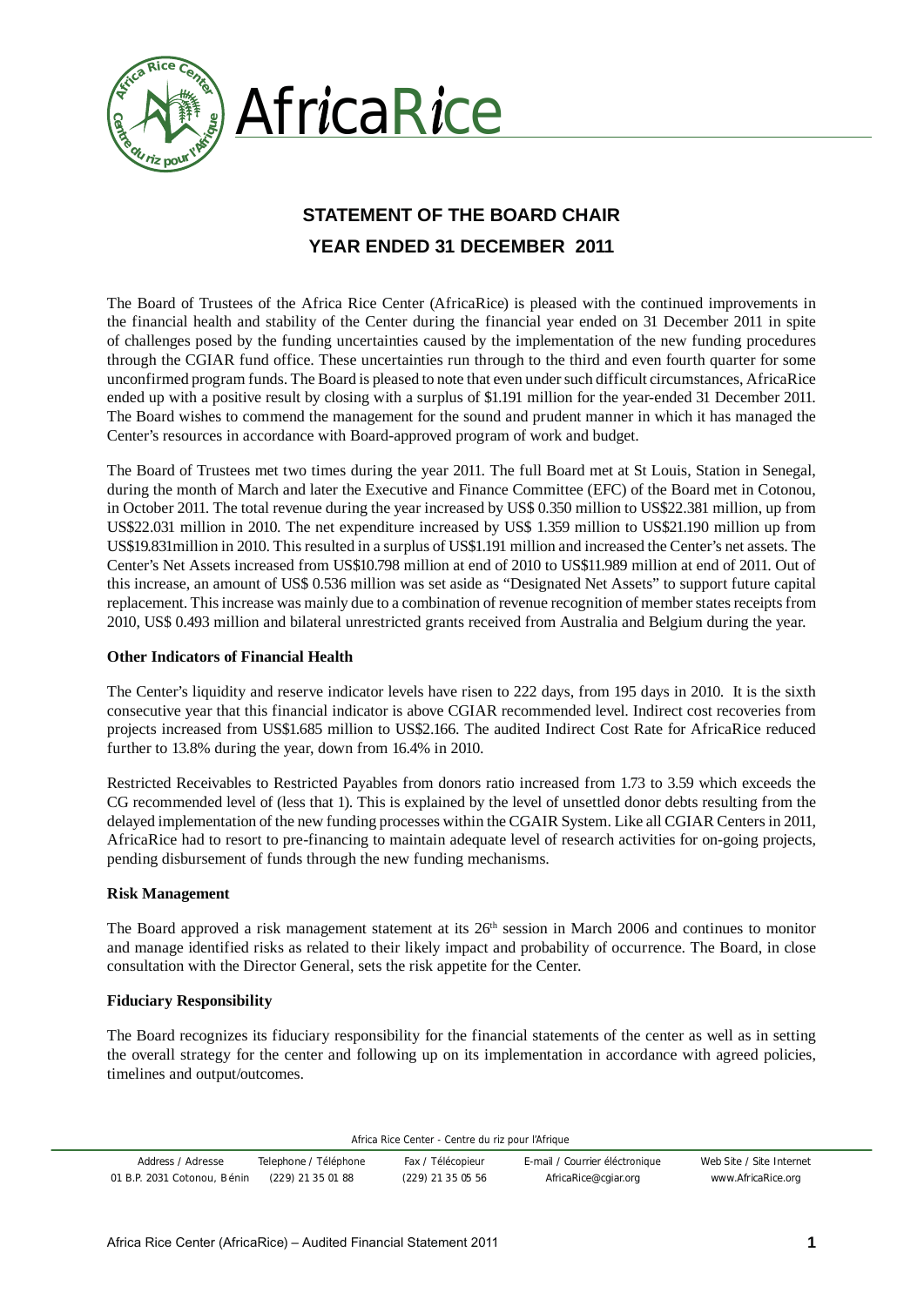# STATEMENT OF THE BOARD CHAIR
## YEAR ENDED 31 DECEMBER 2011

The Board of Trustees of the Africa Rice Center (AfricaRice) is pleased with the continued improvements in the financial health and stability of the Center during the financial year ended on 31 December 2011 in spite of challenges posed by the funding uncertainties caused by the implementation of the new funding procedures through the CGIAR fund office. These uncertainties run through to the third and even fourth quarter for some unconfirmed program funds. The Board is pleased to note that even under such difficult circumstances, AfricaRice ended up with a positive result by closing with a surplus of $1.191 million for the year-ended 31 December 2011. The Board wishes to commend the management for the sound and prudent manner in which it has managed the Center's resources in accordance with Board-approved program of work and budget.

The Board of Trustees met two times during the year 2011. The full Board met at St Louis, Station in Senegal, during the month of March and later the Executive and Finance Committee (EFC) of the Board met in Cotonou, in October 2011. The total revenue during the year increased by US$ 0.350 million to US$22.381 million, up from US$22.031 million in 2010. The net expenditure increased by US$ 1.359 million to US$21.190 million up from US$19.831million in 2010. This resulted in a surplus of US$1.191 million and increased the Center's net assets. The Center's Net Assets increased from US$10.798 million at end of 2010 to US$11.989 million at end of 2011. Out of this increase, an amount of US$ 0.536 million was set aside as "Designated Net Assets" to support future capital replacement. This increase was mainly due to a combination of revenue recognition of member states receipts from 2010, US$ 0.493 million and bilateral unrestricted grants received from Australia and Belgium during the year.

**Other Indicators of Financial Health**

The Center's liquidity and reserve indicator levels have risen to 222 days, from 195 days in 2010. It is the sixth consecutive year that this financial indicator is above CGIAR recommended level. Indirect cost recoveries from projects increased from US$1.685 million to US$2.166. The audited Indirect Cost Rate for AfricaRice reduced further to 13.8% during the year, down from 16.4% in 2010.

Restricted Receivables to Restricted Payables from donors ratio increased from 1.73 to 3.59 which exceeds the CG recommended level of (less that 1). This is explained by the level of unsettled donor debts resulting from the delayed implementation of the new funding processes within the CGAIR System. Like all CGIAR Centers in 2011, AfricaRice had to resort to pre-financing to maintain adequate level of research activities for on-going projects, pending disbursement of funds through the new funding mechanisms.

**Risk Management**

The Board approved a risk management statement at its 26th session in March 2006 and continues to monitor and manage identified risks as related to their likely impact and probability of occurrence. The Board, in close consultation with the Director General, sets the risk appetite for the Center.

**Fiduciary Responsibility**

The Board recognizes its fiduciary responsibility for the financial statements of the center as well as in setting the overall strategy for the center and following up on its implementation in accordance with agreed policies, timelines and output/outcomes.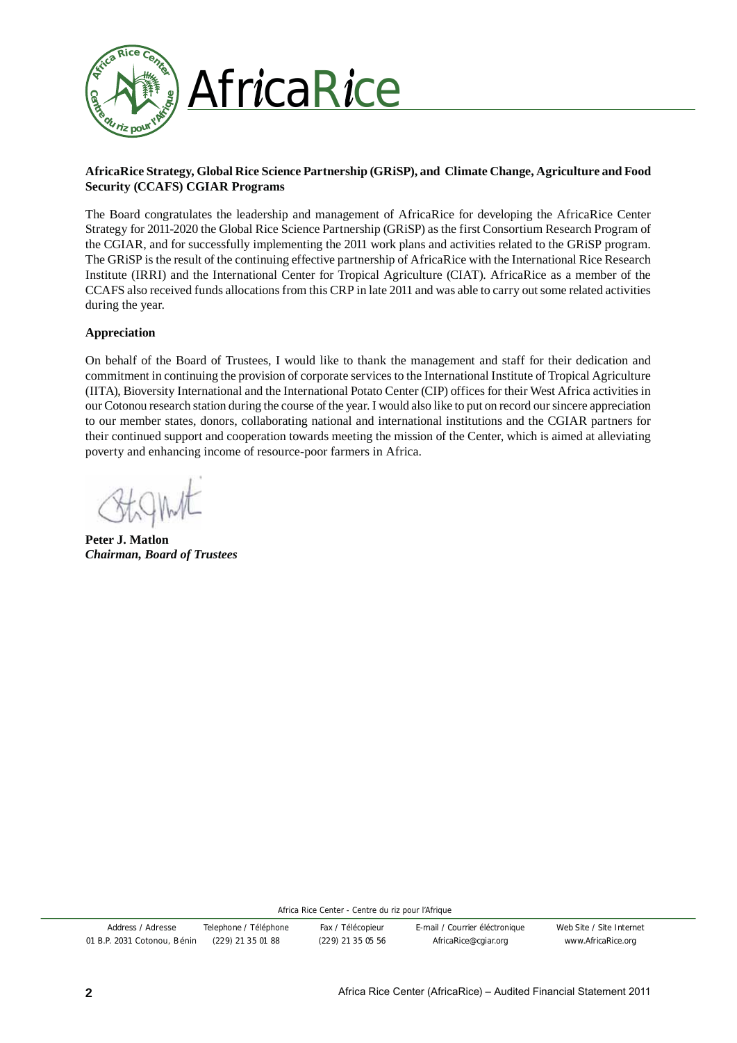**AfricaRice Strategy, Global Rice Science Partnership (GRiSP), and Climate Change, Agriculture and Food Security (CCAFS) CGIAR Programs**

The Board congratulates the leadership and management of AfricaRice for developing the AfricaRice Center Strategy for 2011-2020 the Global Rice Science Partnership (GRiSP) as the first Consortium Research Program of the CGIAR, and for successfully implementing the 2011 work plans and activities related to the GRiSP program. The GRiSP is the result of the continuing effective partnership of AfricaRice with the International Rice Research Institute (IRRI) and the International Center for Tropical Agriculture (CIAT). AfricaRice as a member of the CCAFS also received funds allocations from this CRP in late 2011 and was able to carry out some related activities during the year.

**Appreciation**

On behalf of the Board of Trustees, I would like to thank the management and staff for their dedication and commitment in continuing the provision of corporate services to the International Institute of Tropical Agriculture (IITA), Bioversity International and the International Potato Center (CIP) offices for their West Africa activities in our Cotonou research station during the course of the year. I would also like to put on record our sincere appreciation to our member states, donors, collaborating national and international institutions and the CGIAR partners for their continued support and cooperation towards meeting the mission of the Center, which is aimed at alleviating poverty and enhancing income of resource-poor farmers in Africa.

**Peter J. Matlon**
***Chairman, Board of Trustees***

Africa Rice Center - Centre du riz pour l'Afrique

| Address / Adresse | Telephone / Téléphone | Fax / Télécopieur | E-mail / Courrier éléctronique | Web Site / Site Internet |
|---|---|---|---|---|
| 01 B.P. 2031 Cotonou, Bénin | (229) 21 35 01 88 | (229) 21 35 05 56 | AfricaRice@cgiar.org | www.AfricaRice.org |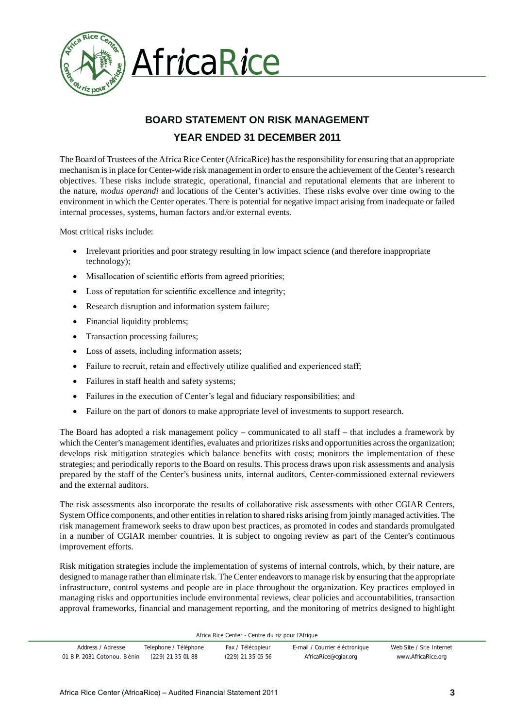# BOARD STATEMENT ON RISK MANAGEMENT

## YEAR ENDED 31 DECEMBER 2011

The Board of Trustees of the Africa Rice Center (AfricaRice) has the responsibility for ensuring that an appropriate mechanism is in place for Center-wide risk management in order to ensure the achievement of the Center's research objectives. These risks include strategic, operational, financial and reputational elements that are inherent to the nature, *modus operandi* and locations of the Center's activities. These risks evolve over time owing to the environment in which the Center operates. There is potential for negative impact arising from inadequate or failed internal processes, systems, human factors and/or external events.

Most critical risks include:

- Irrelevant priorities and poor strategy resulting in low impact science (and therefore inappropriate technology);
- Misallocation of scientific efforts from agreed priorities;
- Loss of reputation for scientific excellence and integrity;
- Research disruption and information system failure;
- Financial liquidity problems;
- Transaction processing failures;
- Loss of assets, including information assets;
- Failure to recruit, retain and effectively utilize qualified and experienced staff;
- Failures in staff health and safety systems;
- Failures in the execution of Center's legal and fiduciary responsibilities; and
- Failure on the part of donors to make appropriate level of investments to support research.

The Board has adopted a risk management policy – communicated to all staff – that includes a framework by which the Center's management identifies, evaluates and prioritizes risks and opportunities across the organization; develops risk mitigation strategies which balance benefits with costs; monitors the implementation of these strategies; and periodically reports to the Board on results. This process draws upon risk assessments and analysis prepared by the staff of the Center's business units, internal auditors, Center-commissioned external reviewers and the external auditors.

The risk assessments also incorporate the results of collaborative risk assessments with other CGIAR Centers, System Office components, and other entities in relation to shared risks arising from jointly managed activities. The risk management framework seeks to draw upon best practices, as promoted in codes and standards promulgated in a number of CGIAR member countries. It is subject to ongoing review as part of the Center's continuous improvement efforts.

Risk mitigation strategies include the implementation of systems of internal controls, which, by their nature, are designed to manage rather than eliminate risk. The Center endeavors to manage risk by ensuring that the appropriate infrastructure, control systems and people are in place throughout the organization. Key practices employed in managing risks and opportunities include environmental reviews, clear policies and accountabilities, transaction approval frameworks, financial and management reporting, and the monitoring of metrics designed to highlight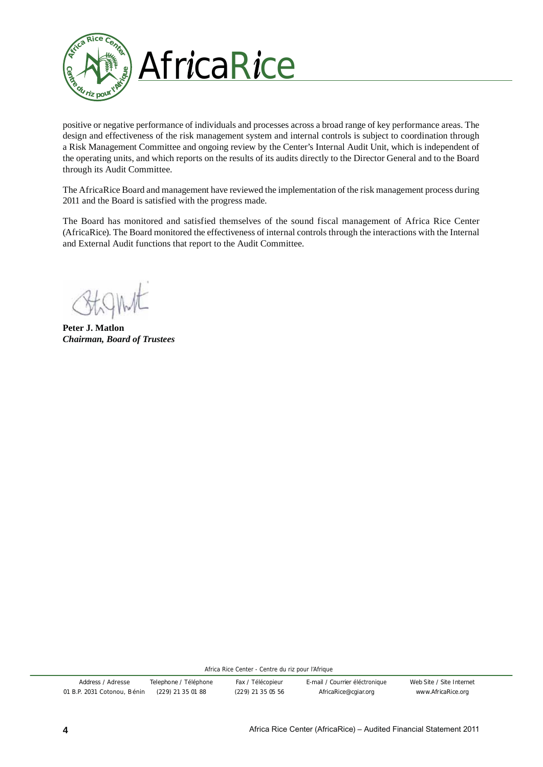positive or negative performance of individuals and processes across a broad range of key performance areas. The design and effectiveness of the risk management system and internal controls is subject to coordination through a Risk Management Committee and ongoing review by the Center's Internal Audit Unit, which is independent of the operating units, and which reports on the results of its audits directly to the Director General and to the Board through its Audit Committee.

The AfricaRice Board and management have reviewed the implementation of the risk management process during 2011 and the Board is satisfied with the progress made.

The Board has monitored and satisfied themselves of the sound fiscal management of Africa Rice Center (AfricaRice). The Board monitored the effectiveness of internal controls through the interactions with the Internal and External Audit functions that report to the Audit Committee.

**Peter J. Matlon**
***Chairman, Board of Trustees***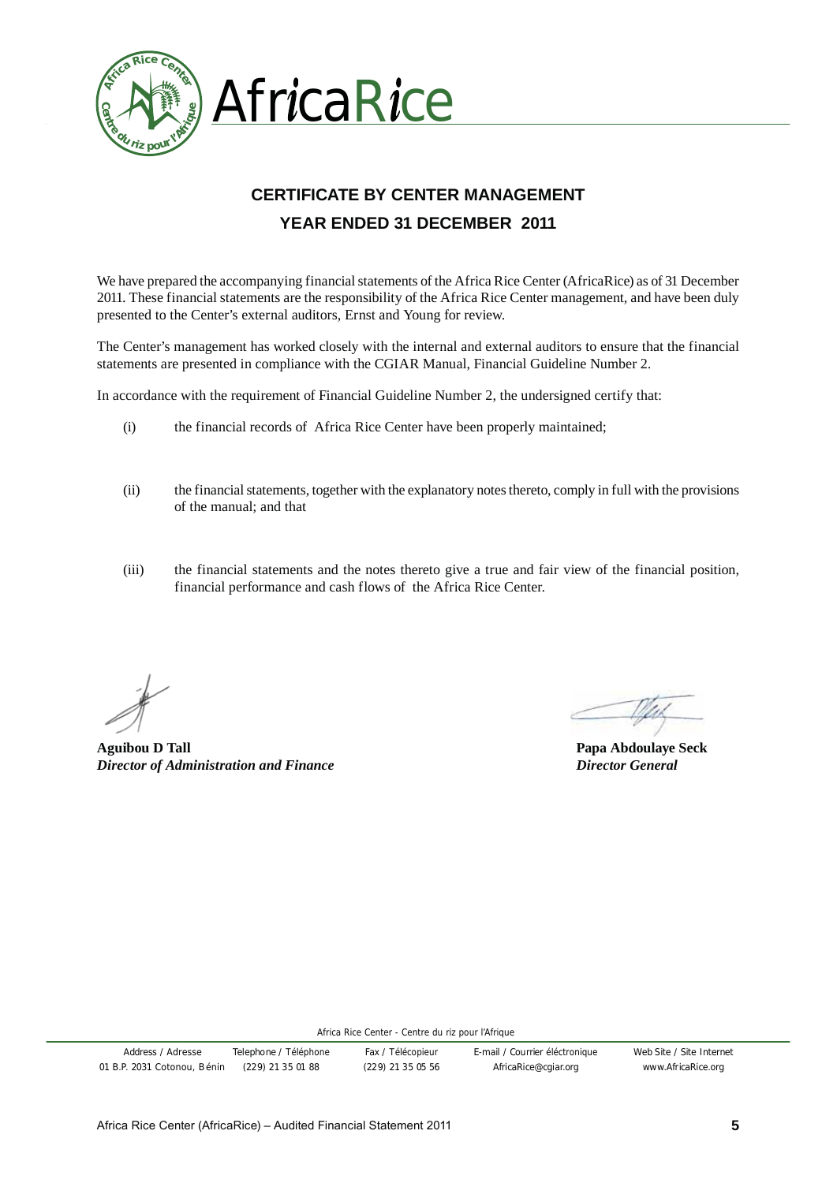# AfricaRice

## CERTIFICATE BY CENTER MANAGEMENT

## YEAR ENDED 31 DECEMBER 2011

We have prepared the accompanying financial statements of the Africa Rice Center (AfricaRice) as of 31 December 2011. These financial statements are the responsibility of the Africa Rice Center management, and have been duly presented to the Center's external auditors, Ernst and Young for review.

The Center's management has worked closely with the internal and external auditors to ensure that the financial statements are presented in compliance with the CGIAR Manual, Financial Guideline Number 2.

In accordance with the requirement of Financial Guideline Number 2, the undersigned certify that:

(i) the financial records of Africa Rice Center have been properly maintained;

(ii) the financial statements, together with the explanatory notes thereto, comply in full with the provisions of the manual; and that

(iii) the financial statements and the notes thereto give a true and fair view of the financial position, financial performance and cash flows of the Africa Rice Center.

**Aguibou D Tall**
***Director of Administration and Finance***

**Papa Abdoulaye Seck**
***Director General***

Africa Rice Center - Centre du riz pour l'Afrique

| Address / Adresse | Telephone / Téléphone | Fax / Télécopieur | E-mail / Courrier éléctronique | Web Site / Site Internet |
|---|---|---|---|---|
| 01 B.P. 2031 Cotonou, Bénin | (229) 21 35 01 88 | (229) 21 35 05 56 | AfricaRice@cgiar.org | www.AfricaRice.org |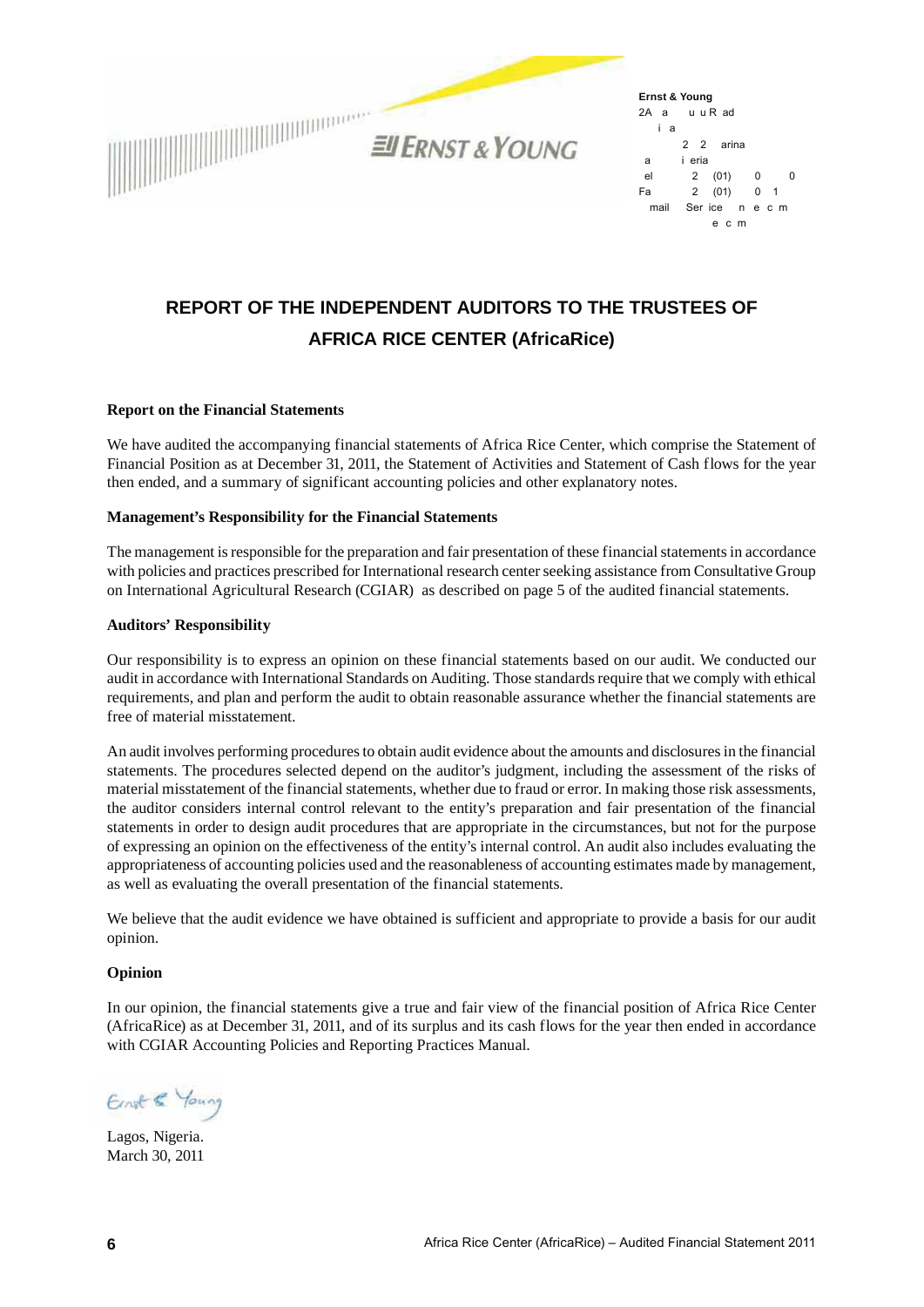**Ernst & Young**
2A a u u R ad
i a
2 2 arina
a i eria
el 2 (01) 0 0
Fa 2 (01) 0 1
mail Ser ice n e c m
e c m

# REPORT OF THE INDEPENDENT AUDITORS TO THE TRUSTEES OF AFRICA RICE CENTER (AfricaRice)

**Report on the Financial Statements**

We have audited the accompanying financial statements of Africa Rice Center, which comprise the Statement of Financial Position as at December 31, 2011, the Statement of Activities and Statement of Cash flows for the year then ended, and a summary of significant accounting policies and other explanatory notes.

**Management's Responsibility for the Financial Statements**

The management is responsible for the preparation and fair presentation of these financial statements in accordance with policies and practices prescribed for International research center seeking assistance from Consultative Group on International Agricultural Research (CGIAR) as described on page 5 of the audited financial statements.

**Auditors' Responsibility**

Our responsibility is to express an opinion on these financial statements based on our audit. We conducted our audit in accordance with International Standards on Auditing. Those standards require that we comply with ethical requirements, and plan and perform the audit to obtain reasonable assurance whether the financial statements are free of material misstatement.

An audit involves performing procedures to obtain audit evidence about the amounts and disclosures in the financial statements. The procedures selected depend on the auditor's judgment, including the assessment of the risks of material misstatement of the financial statements, whether due to fraud or error. In making those risk assessments, the auditor considers internal control relevant to the entity's preparation and fair presentation of the financial statements in order to design audit procedures that are appropriate in the circumstances, but not for the purpose of expressing an opinion on the effectiveness of the entity's internal control. An audit also includes evaluating the appropriateness of accounting policies used and the reasonableness of accounting estimates made by management, as well as evaluating the overall presentation of the financial statements.

We believe that the audit evidence we have obtained is sufficient and appropriate to provide a basis for our audit opinion.

**Opinion**

In our opinion, the financial statements give a true and fair view of the financial position of Africa Rice Center (AfricaRice) as at December 31, 2011, and of its surplus and its cash flows for the year then ended in accordance with CGIAR Accounting Policies and Reporting Practices Manual.

Ernst & Young

Lagos, Nigeria.
March 30, 2011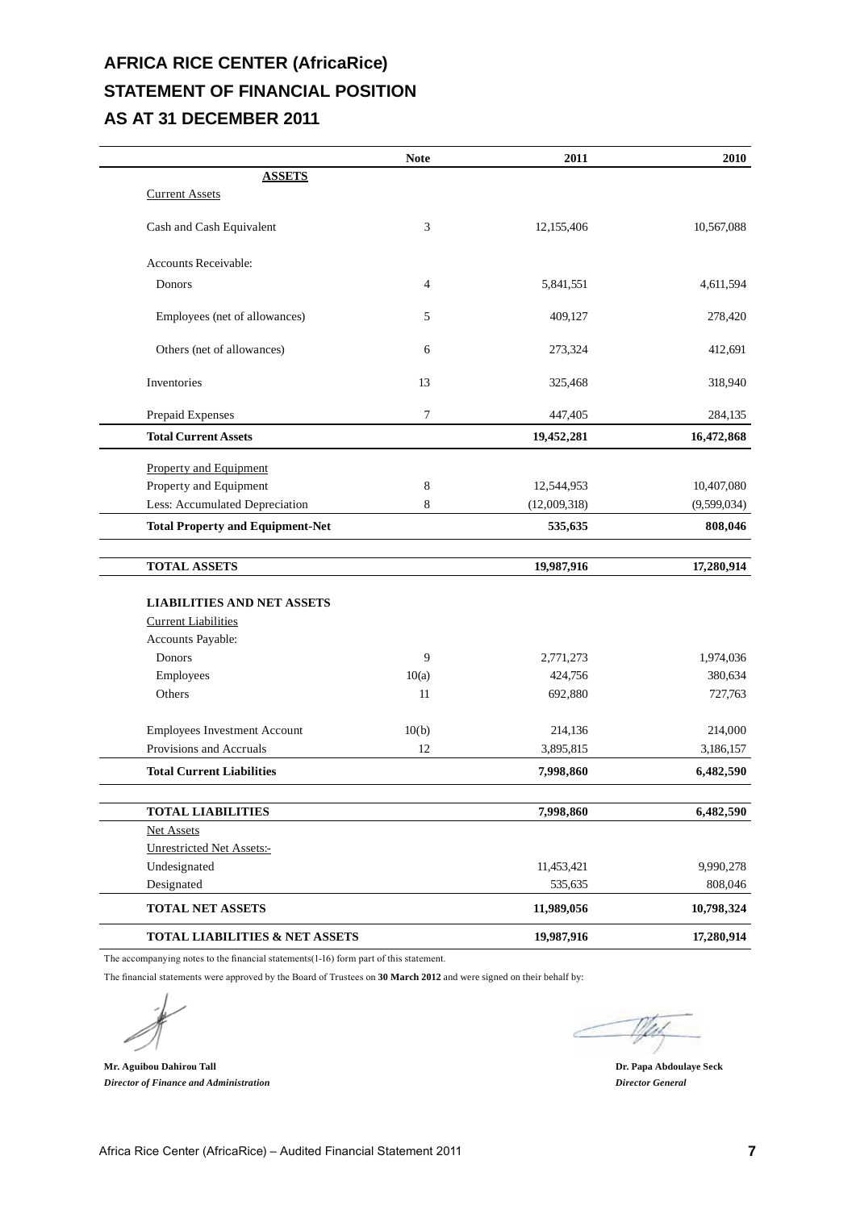# AFRICA RICE CENTER (AfricaRice)
## STATEMENT OF FINANCIAL POSITION
## AS AT 31 DECEMBER 2011

| | Note | 2011 | 2010 |
|---|---|---|---|
| **ASSETS** | | | |
| Current Assets | | | |
| Cash and Cash Equivalent | 3 | 12,155,406 | 10,567,088 |
| Accounts Receivable: | | | |
| Donors | 4 | 5,841,551 | 4,611,594 |
| Employees (net of allowances) | 5 | 409,127 | 278,420 |
| Others (net of allowances) | 6 | 273,324 | 412,691 |
| Inventories | 13 | 325,468 | 318,940 |
| Prepaid Expenses | 7 | 447,405 | 284,135 |
| **Total Current Assets** | | **19,452,281** | **16,472,868** |
| Property and Equipment | | | |
| Property and Equipment | 8 | 12,544,953 | 10,407,080 |
| Less: Accumulated Depreciation | 8 | (12,009,318) | (9,599,034) |
| **Total Property and Equipment-Net** | | **535,635** | **808,046** |
| **TOTAL ASSETS** | | **19,987,916** | **17,280,914** |
| **LIABILITIES AND NET ASSETS** | | | |
| Current Liabilities | | | |
| Accounts Payable: | | | |
| Donors | 9 | 2,771,273 | 1,974,036 |
| Employees | 10(a) | 424,756 | 380,634 |
| Others | 11 | 692,880 | 727,763 |
| Employees Investment Account | 10(b) | 214,136 | 214,000 |
| Provisions and Accruals | 12 | 3,895,815 | 3,186,157 |
| **Total Current Liabilities** | | **7,998,860** | **6,482,590** |
| **TOTAL LIABILITIES** | | **7,998,860** | **6,482,590** |
| Net Assets | | | |
| Unrestricted Net Assets:- | | | |
| Undesignated | | 11,453,421 | 9,990,278 |
| Designated | | 535,635 | 808,046 |
| **TOTAL NET ASSETS** | | **11,989,056** | **10,798,324** |
| **TOTAL LIABILITIES & NET ASSETS** | | **19,987,916** | **17,280,914** |

The accompanying notes to the financial statements(1-16) form part of this statement.

The financial statements were approved by the Board of Trustees on **30 March 2012** and were signed on their behalf by:

**Mr. Aguibou Dahirou Tall**
***Director of Finance and Administration***

**Dr. Papa Abdoulaye Seck**
***Director General***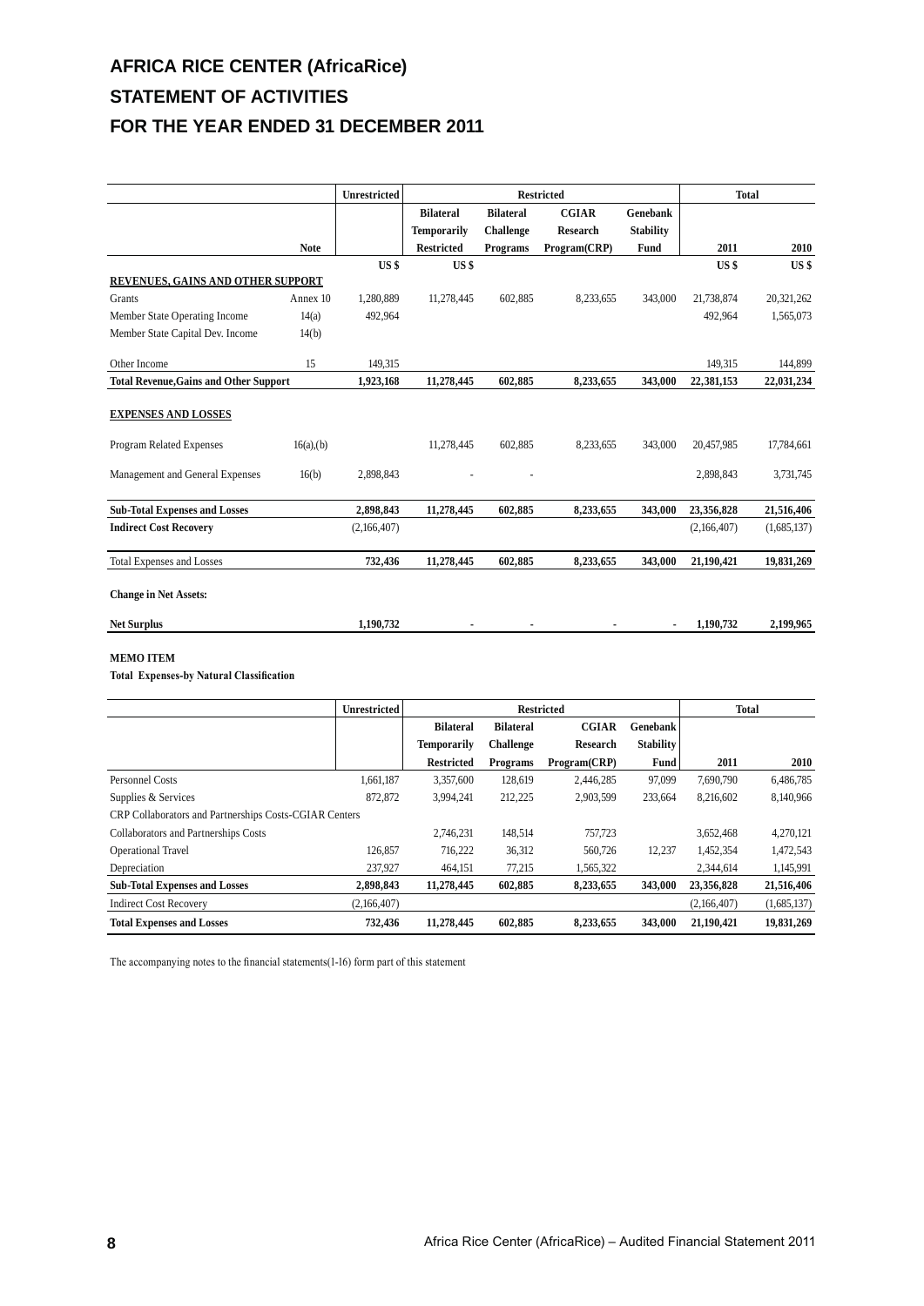# AFRICA RICE CENTER (AfricaRice)

## STATEMENT OF ACTIVITIES

## FOR THE YEAR ENDED 31 DECEMBER 2011

| | | Unrestricted | Restricted | | | | Total | |
|---|---|---|---|---|---|---|---|---|
| | | | Bilateral Temporarily Restricted | Bilateral Challenge Programs | CGIAR Research Program(CRP) | Genebank Stability Fund | | |
| | Note | | | | | | 2011 | 2010 |
| | | US $ | US $ | | | | US $ | US $ |
| **REVENUES, GAINS AND OTHER SUPPORT** | | | | | | | | |
| Grants | Annex 10 | 1,280,889 | 11,278,445 | 602,885 | 8,233,655 | 343,000 | 21,738,874 | 20,321,262 |
| Member State Operating Income | 14(a) | 492,964 | | | | | 492,964 | 1,565,073 |
| Member State Capital Dev. Income | 14(b) | | | | | | | |
| Other Income | 15 | 149,315 | | | | | 149,315 | 144,899 |
| **Total Revenue,Gains and Other Support** | | **1,923,168** | **11,278,445** | **602,885** | **8,233,655** | **343,000** | **22,381,153** | **22,031,234** |
| **EXPENSES AND LOSSES** | | | | | | | | |
| Program Related Expenses | 16(a),(b) | | 11,278,445 | 602,885 | 8,233,655 | 343,000 | 20,457,985 | 17,784,661 |
| Management and General Expenses | 16(b) | 2,898,843 | - | - | | | 2,898,843 | 3,731,745 |
| **Sub-Total Expenses and Losses** | | **2,898,843** | **11,278,445** | **602,885** | **8,233,655** | **343,000** | **23,356,828** | **21,516,406** |
| **Indirect Cost Recovery** | | (2,166,407) | | | | | (2,166,407) | (1,685,137) |
| Total Expenses and Losses | | **732,436** | **11,278,445** | **602,885** | **8,233,655** | **343,000** | **21,190,421** | **19,831,269** |
| **Change in Net Assets:** | | | | | | | | |
| **Net Surplus** | | **1,190,732** | **-** | **-** | **-** | **-** | **1,190,732** | **2,199,965** |

**MEMO ITEM**

**Total Expenses-by Natural Classification**

| | Unrestricted | Restricted | | | | Total | |
|---|---|---|---|---|---|---|---|
| | | Bilateral Temporarily Restricted | Bilateral Challenge Programs | CGIAR Research Program(CRP) | Genebank Stability Fund | 2011 | 2010 |
| Personnel Costs | 1,661,187 | 3,357,600 | 128,619 | 2,446,285 | 97,099 | 7,690,790 | 6,486,785 |
| Supplies & Services | 872,872 | 3,994,241 | 212,225 | 2,903,599 | 233,664 | 8,216,602 | 8,140,966 |
| CRP Collaborators and Partnerships Costs-CGIAR Centers | | | | | | | |
| Collaborators and Partnerships Costs | | 2,746,231 | 148,514 | 757,723 | | 3,652,468 | 4,270,121 |
| Operational Travel | 126,857 | 716,222 | 36,312 | 560,726 | 12,237 | 1,452,354 | 1,472,543 |
| Depreciation | 237,927 | 464,151 | 77,215 | 1,565,322 | | 2,344,614 | 1,145,991 |
| **Sub-Total Expenses and Losses** | **2,898,843** | **11,278,445** | **602,885** | **8,233,655** | **343,000** | **23,356,828** | **21,516,406** |
| Indirect Cost Recovery | (2,166,407) | | | | | (2,166,407) | (1,685,137) |
| **Total Expenses and Losses** | **732,436** | **11,278,445** | **602,885** | **8,233,655** | **343,000** | **21,190,421** | **19,831,269** |

The accompanying notes to the financial statements(1-16) form part of this statement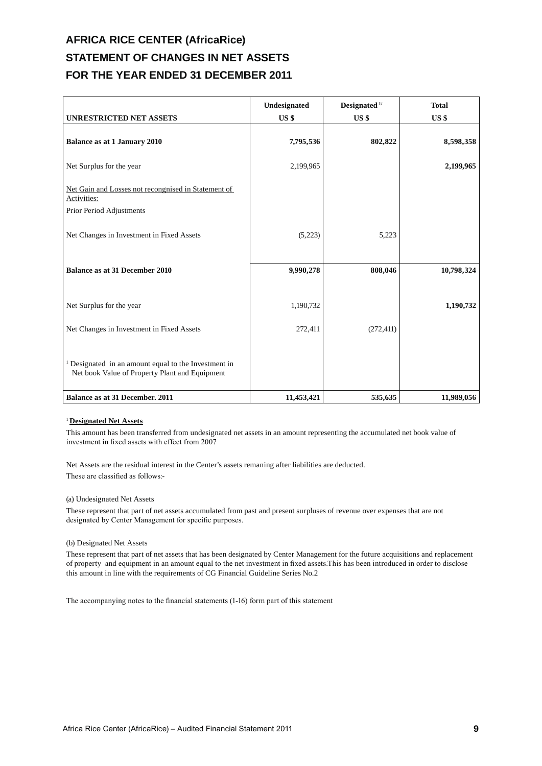# AFRICA RICE CENTER (AfricaRice)
## STATEMENT OF CHANGES IN NET ASSETS
## FOR THE YEAR ENDED 31 DECEMBER 2011

| UNRESTRICTED NET ASSETS | Undesignated<br>US $ | Designated [1/]<br>US $ | Total<br>US $ |
|---|---|---|---|
| **Balance as at 1 January 2010** | **7,795,536** | **802,822** | **8,598,358** |
| Net Surplus for the year | 2,199,965 | | **2,199,965** |
| Net Gain and Losses not recongnised in Statement of Activities: | | | |
| Prior Period Adjustments | | | |
| Net Changes in Investment in Fixed Assets | (5,223) | 5,223 | |
| **Balance as at 31 December 2010** | **9,990,278** | **808,046** | **10,798,324** |
| Net Surplus for the year | 1,190,732 | | **1,190,732** |
| Net Changes in Investment in Fixed Assets | 272,411 | (272,411) | |
| [1] Designated in an amount equal to the Investment in Net book Value of Property Plant and Equipment | | | |
| **Balance as at 31 December. 2011** | **11,453,421** | **535,635** | **11,989,056** |

[1] **Designated Net Assets**

This amount has been transferred from undesignated net assets in an amount representing the accumulated net book value of investment in fixed assets with effect from 2007

Net Assets are the residual interest in the Center's assets remaning after liabilities are deducted.
These are classified as follows:-

(a) Undesignated Net Assets

These represent that part of net assets accumulated from past and present surpluses of revenue over expenses that are not designated by Center Management for specific purposes.

(b) Designated Net Assets

These represent that part of net assets that has been designated by Center Management for the future acquisitions and replacement of property and equipment in an amount equal to the net investment in fixed assets.This has been introduced in order to disclose this amount in line with the requirements of CG Financial Guideline Series No.2

The accompanying notes to the financial statements (1-16) form part of this statement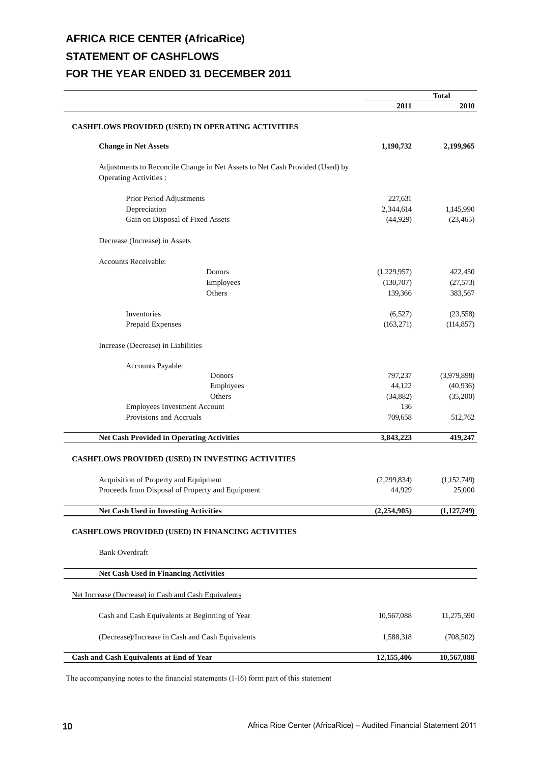# AFRICA RICE CENTER (AfricaRice)
## STATEMENT OF CASHFLOWS
## FOR THE YEAR ENDED 31 DECEMBER 2011

| | Total | |
|---|---|---|
| | **2011** | **2010** |
| **CASHFLOWS PROVIDED (USED) IN OPERATING ACTIVITIES** | | |
| **Change in Net Assets** | **1,190,732** | **2,199,965** |
| Adjustments to Reconcile Change in Net Assets to Net Cash Provided (Used) by Operating Activities : | | |
| Prior Period Adjustments | 227,631 | |
| Depreciation | 2,344,614 | 1,145,990 |
| Gain on Disposal of Fixed Assets | (44,929) | (23,465) |
| Decrease (Increase) in Assets | | |
| Accounts Receivable: | | |
| Donors | (1,229,957) | 422,450 |
| Employees | (130,707) | (27,573) |
| Others | 139,366 | 383,567 |
| Inventories | (6,527) | (23,558) |
| Prepaid Expenses | (163,271) | (114,857) |
| Increase (Decrease) in Liabilities | | |
| Accounts Payable: | | |
| Donors | 797,237 | (3,979,898) |
| Employees | 44,122 | (40,936) |
| Others | (34,882) | (35,200) |
| Employees Investment Account | 136 | |
| Provisions and Accruals | 709,658 | 512,762 |
| **Net Cash Provided in Operating Activities** | **3,843,223** | **419,247** |
| **CASHFLOWS PROVIDED (USED) IN INVESTING ACTIVITIES** | | |
| Acquisition of Property and Equipment | (2,299,834) | (1,152,749) |
| Proceeds from Disposal of Property and Equipment | 44,929 | 25,000 |
| **Net Cash Used in Investing Activities** | **(2,254,905)** | **(1,127,749)** |
| **CASHFLOWS PROVIDED (USED) IN FINANCING ACTIVITIES** | | |
| Bank Overdraft | | |
| **Net Cash Used in Financing Activities** | | |
| Net Increase (Decrease) in Cash and Cash Equivalents | | |
| Cash and Cash Equivalents at Beginning of Year | 10,567,088 | 11,275,590 |
| (Decrease)/Increase in Cash and Cash Equivalents | 1,588,318 | (708,502) |
| **Cash and Cash Equivalents at End of Year** | **12,155,406** | **10,567,088** |

The accompanying notes to the financial statements (1-16) form part of this statement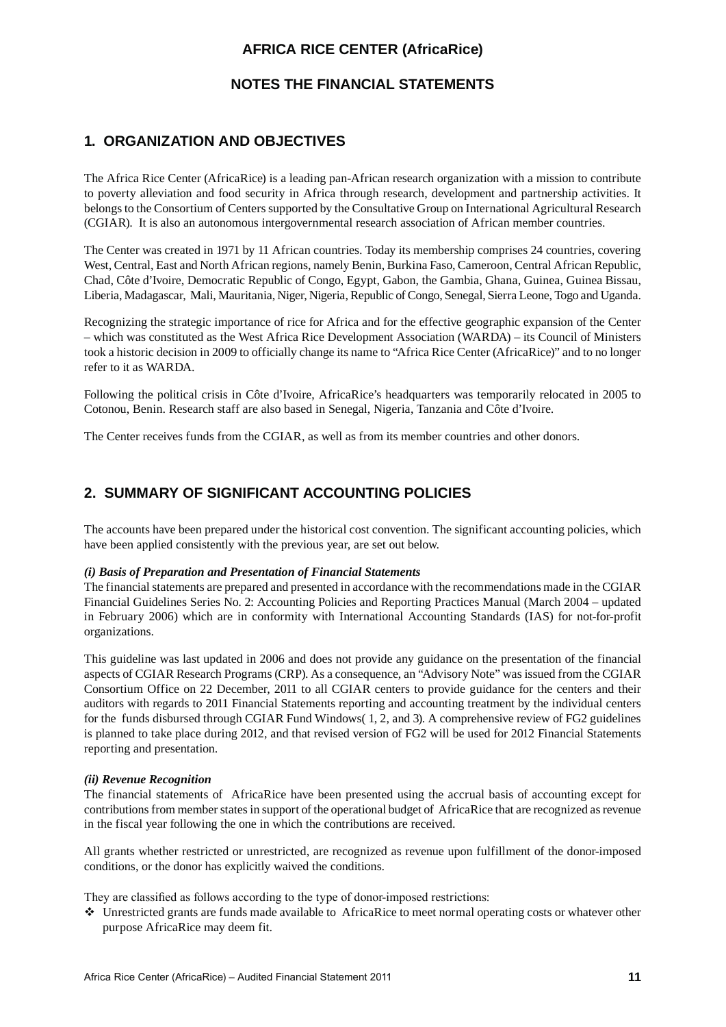# AFRICA RICE CENTER (AfricaRice)

## NOTES THE FINANCIAL STATEMENTS

## 1. ORGANIZATION AND OBJECTIVES

The Africa Rice Center (AfricaRice) is a leading pan-African research organization with a mission to contribute to poverty alleviation and food security in Africa through research, development and partnership activities. It belongs to the Consortium of Centers supported by the Consultative Group on International Agricultural Research (CGIAR). It is also an autonomous intergovernmental research association of African member countries.

The Center was created in 1971 by 11 African countries. Today its membership comprises 24 countries, covering West, Central, East and North African regions, namely Benin, Burkina Faso, Cameroon, Central African Republic, Chad, Côte d'Ivoire, Democratic Republic of Congo, Egypt, Gabon, the Gambia, Ghana, Guinea, Guinea Bissau, Liberia, Madagascar, Mali, Mauritania, Niger, Nigeria, Republic of Congo, Senegal, Sierra Leone, Togo and Uganda.

Recognizing the strategic importance of rice for Africa and for the effective geographic expansion of the Center – which was constituted as the West Africa Rice Development Association (WARDA) – its Council of Ministers took a historic decision in 2009 to officially change its name to "Africa Rice Center (AfricaRice)" and to no longer refer to it as WARDA.

Following the political crisis in Côte d'Ivoire, AfricaRice's headquarters was temporarily relocated in 2005 to Cotonou, Benin. Research staff are also based in Senegal, Nigeria, Tanzania and Côte d'Ivoire.

The Center receives funds from the CGIAR, as well as from its member countries and other donors.

## 2. SUMMARY OF SIGNIFICANT ACCOUNTING POLICIES

The accounts have been prepared under the historical cost convention. The significant accounting policies, which have been applied consistently with the previous year, are set out below.

***(i) Basis of Preparation and Presentation of Financial Statements***

The financial statements are prepared and presented in accordance with the recommendations made in the CGIAR Financial Guidelines Series No. 2: Accounting Policies and Reporting Practices Manual (March 2004 – updated in February 2006) which are in conformity with International Accounting Standards (IAS) for not-for-profit organizations.

This guideline was last updated in 2006 and does not provide any guidance on the presentation of the financial aspects of CGIAR Research Programs (CRP). As a consequence, an "Advisory Note" was issued from the CGIAR Consortium Office on 22 December, 2011 to all CGIAR centers to provide guidance for the centers and their auditors with regards to 2011 Financial Statements reporting and accounting treatment by the individual centers for the funds disbursed through CGIAR Fund Windows( 1, 2, and 3). A comprehensive review of FG2 guidelines is planned to take place during 2012, and that revised version of FG2 will be used for 2012 Financial Statements reporting and presentation.

***(ii) Revenue Recognition***

The financial statements of AfricaRice have been presented using the accrual basis of accounting except for contributions from member states in support of the operational budget of AfricaRice that are recognized as revenue in the fiscal year following the one in which the contributions are received.

All grants whether restricted or unrestricted, are recognized as revenue upon fulfillment of the donor-imposed conditions, or the donor has explicitly waived the conditions.

They are classified as follows according to the type of donor-imposed restrictions:

- Unrestricted grants are funds made available to AfricaRice to meet normal operating costs or whatever other purpose AfricaRice may deem fit.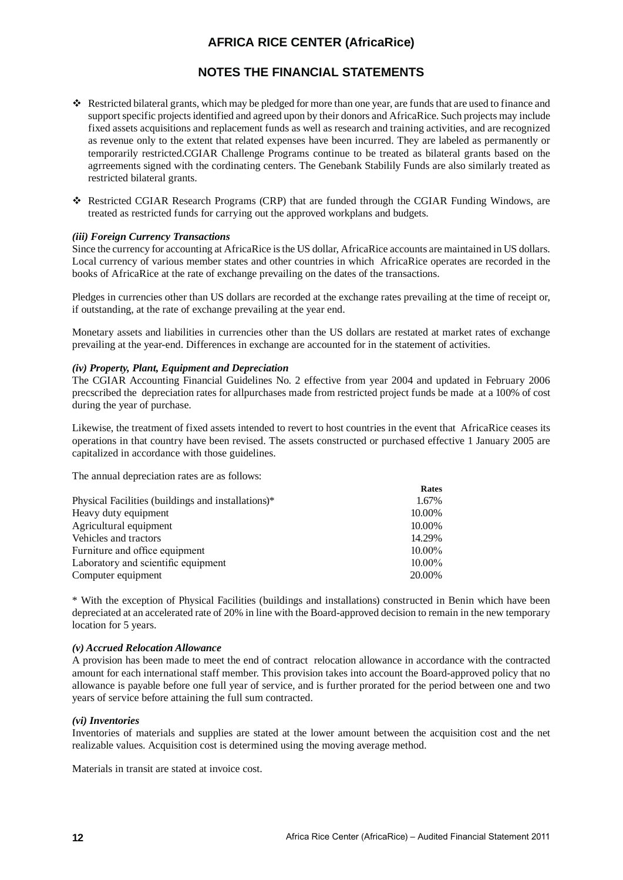# AFRICA RICE CENTER (AfricaRice)

## NOTES THE FINANCIAL STATEMENTS

- Restricted bilateral grants, which may be pledged for more than one year, are funds that are used to finance and support specific projects identified and agreed upon by their donors and AfricaRice. Such projects may include fixed assets acquisitions and replacement funds as well as research and training activities, and are recognized as revenue only to the extent that related expenses have been incurred. They are labeled as permanently or temporarily restricted.CGIAR Challenge Programs continue to be treated as bilateral grants based on the agrreements signed with the cordinating centers. The Genebank Stabilily Funds are also similarly treated as restricted bilateral grants.
- Restricted CGIAR Research Programs (CRP) that are funded through the CGIAR Funding Windows, are treated as restricted funds for carrying out the approved workplans and budgets.

***(iii) Foreign Currency Transactions***

Since the currency for accounting at AfricaRice is the US dollar, AfricaRice accounts are maintained in US dollars. Local currency of various member states and other countries in which AfricaRice operates are recorded in the books of AfricaRice at the rate of exchange prevailing on the dates of the transactions.

Pledges in currencies other than US dollars are recorded at the exchange rates prevailing at the time of receipt or, if outstanding, at the rate of exchange prevailing at the year end.

Monetary assets and liabilities in currencies other than the US dollars are restated at market rates of exchange prevailing at the year-end. Differences in exchange are accounted for in the statement of activities.

***(iv) Property, Plant, Equipment and Depreciation***

The CGIAR Accounting Financial Guidelines No. 2 effective from year 2004 and updated in February 2006 precscribed the depreciation rates for allpurchases made from restricted project funds be made at a 100% of cost during the year of purchase.

Likewise, the treatment of fixed assets intended to revert to host countries in the event that AfricaRice ceases its operations in that country have been revised. The assets constructed or purchased effective 1 January 2005 are capitalized in accordance with those guidelines.

The annual depreciation rates are as follows:

| | Rates |
|---|---|
| Physical Facilities (buildings and installations)* | 1.67% |
| Heavy duty equipment | 10.00% |
| Agricultural equipment | 10.00% |
| Vehicles and tractors | 14.29% |
| Furniture and office equipment | 10.00% |
| Laboratory and scientific equipment | 10.00% |
| Computer equipment | 20.00% |

\* With the exception of Physical Facilities (buildings and installations) constructed in Benin which have been depreciated at an accelerated rate of 20% in line with the Board-approved decision to remain in the new temporary location for 5 years.

***(v) Accrued Relocation Allowance***

A provision has been made to meet the end of contract relocation allowance in accordance with the contracted amount for each international staff member. This provision takes into account the Board-approved policy that no allowance is payable before one full year of service, and is further prorated for the period between one and two years of service before attaining the full sum contracted.

***(vi) Inventories***

Inventories of materials and supplies are stated at the lower amount between the acquisition cost and the net realizable values. Acquisition cost is determined using the moving average method.

Materials in transit are stated at invoice cost.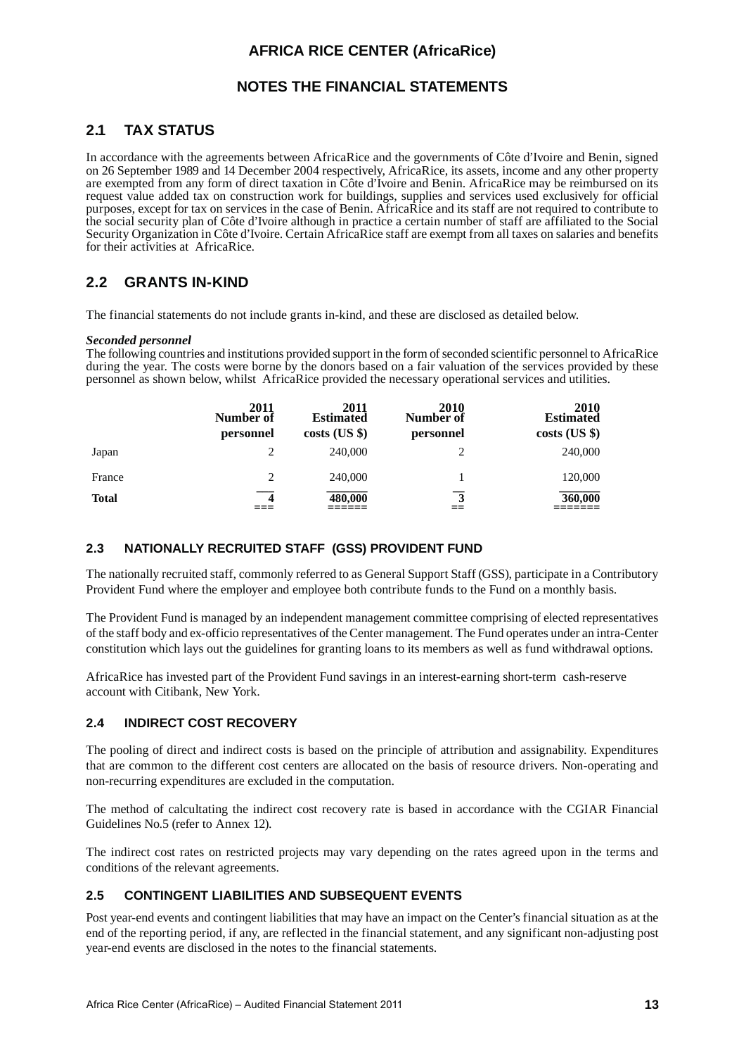# AFRICA RICE CENTER (AfricaRice)

## NOTES THE FINANCIAL STATEMENTS

## 2.1 TAX STATUS

In accordance with the agreements between AfricaRice and the governments of Côte d'Ivoire and Benin, signed on 26 September 1989 and 14 December 2004 respectively, AfricaRice, its assets, income and any other property are exempted from any form of direct taxation in Côte d'Ivoire and Benin. AfricaRice may be reimbursed on its request value added tax on construction work for buildings, supplies and services used exclusively for official purposes, except for tax on services in the case of Benin. AfricaRice and its staff are not required to contribute to the social security plan of Côte d'Ivoire although in practice a certain number of staff are affiliated to the Social Security Organization in Côte d'Ivoire. Certain AfricaRice staff are exempt from all taxes on salaries and benefits for their activities at AfricaRice.

## 2.2 GRANTS IN-KIND

The financial statements do not include grants in-kind, and these are disclosed as detailed below.

***Seconded personnel***

The following countries and institutions provided support in the form of seconded scientific personnel to AfricaRice during the year. The costs were borne by the donors based on a fair valuation of the services provided by these personnel as shown below, whilst AfricaRice provided the necessary operational services and utilities.

| | 2011 Number of personnel | 2011 Estimated costs (US $) | 2010 Number of personnel | 2010 Estimated costs (US $) |
|---|---|---|---|---|
| Japan | 2 | 240,000 | 2 | 240,000 |
| France | 2 | 240,000 | 1 | 120,000 |
| **Total** | **4** | **480,000** | **3** | **360,000** |

### 2.3 NATIONALLY RECRUITED STAFF (GSS) PROVIDENT FUND

The nationally recruited staff, commonly referred to as General Support Staff (GSS), participate in a Contributory Provident Fund where the employer and employee both contribute funds to the Fund on a monthly basis.

The Provident Fund is managed by an independent management committee comprising of elected representatives of the staff body and ex-officio representatives of the Center management. The Fund operates under an intra-Center constitution which lays out the guidelines for granting loans to its members as well as fund withdrawal options.

AfricaRice has invested part of the Provident Fund savings in an interest-earning short-term cash-reserve account with Citibank, New York.

### 2.4 INDIRECT COST RECOVERY

The pooling of direct and indirect costs is based on the principle of attribution and assignability. Expenditures that are common to the different cost centers are allocated on the basis of resource drivers. Non-operating and non-recurring expenditures are excluded in the computation.

The method of calcultating the indirect cost recovery rate is based in accordance with the CGIAR Financial Guidelines No.5 (refer to Annex 12).

The indirect cost rates on restricted projects may vary depending on the rates agreed upon in the terms and conditions of the relevant agreements.

### 2.5 CONTINGENT LIABILITIES AND SUBSEQUENT EVENTS

Post year-end events and contingent liabilities that may have an impact on the Center's financial situation as at the end of the reporting period, if any, are reflected in the financial statement, and any significant non-adjusting post year-end events are disclosed in the notes to the financial statements.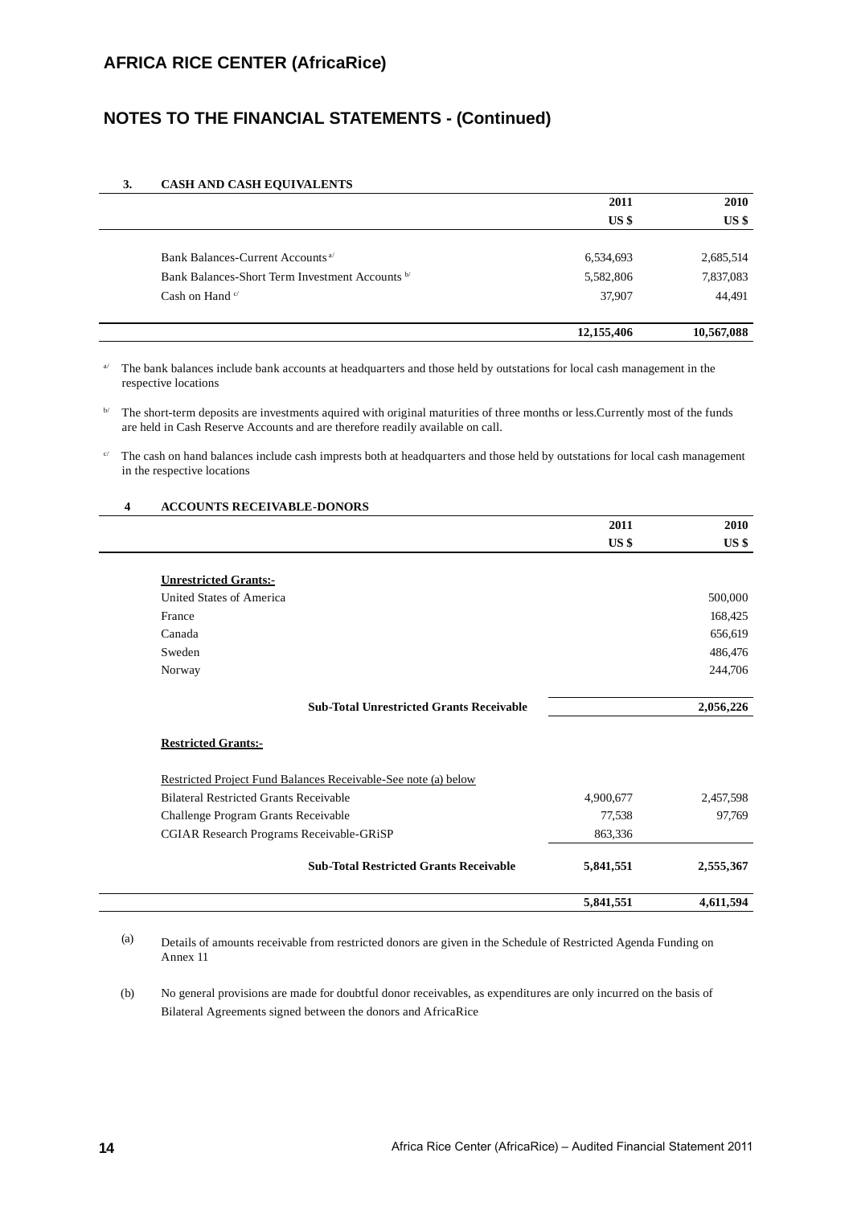## AFRICA RICE CENTER (AfricaRice)

## NOTES TO THE FINANCIAL STATEMENTS - (Continued)

### 3. CASH AND CASH EQUIVALENTS

| | 2011 | 2010 |
|---|---|---|
| | US $ | US $ |
| Bank Balances-Current Accounts [a/] | 6,534,693 | 2,685,514 |
| Bank Balances-Short Term Investment Accounts [b/] | 5,582,806 | 7,837,083 |
| Cash on Hand [c/] | 37,907 | 44,491 |
| | **12,155,406** | **10,567,088** |

[a/] The bank balances include bank accounts at headquarters and those held by outstations for local cash management in the respective locations

[b/] The short-term deposits are investments aquired with original maturities of three months or less.Currently most of the funds are held in Cash Reserve Accounts and are therefore readily available on call.

[c/] The cash on hand balances include cash impress both at headquarters and those held by outstations for local cash management in the respective locations

### 4 ACCOUNTS RECEIVABLE-DONORS

| | 2011 | 2010 |
|---|---|---|
| | US $ | US $ |
| **Unrestricted Grants:-** | | |
| United States of America | | 500,000 |
| France | | 168,425 |
| Canada | | 656,619 |
| Sweden | | 486,476 |
| Norway | | 244,706 |
| **Sub-Total Unrestricted Grants Receivable** | | **2,056,226** |
| **Restricted Grants:-** | | |
| Restricted Project Fund Balances Receivable-See note (a) below | | |
| Bilateral Restricted Grants Receivable | 4,900,677 | 2,457,598 |
| Challenge Program Grants Receivable | 77,538 | 97,769 |
| CGIAR Research Programs Receivable-GRiSP | 863,336 | |
| **Sub-Total Restricted Grants Receivable** | **5,841,551** | **2,555,367** |
| | **5,841,551** | **4,611,594** |

(a) Details of amounts receivable from restricted donors are given in the Schedule of Restricted Agenda Funding on Annex 11

(b) No general provisions are made for doubtful donor receivables, as expenditures are only incurred on the basis of Bilateral Agreements signed between the donors and AfricaRice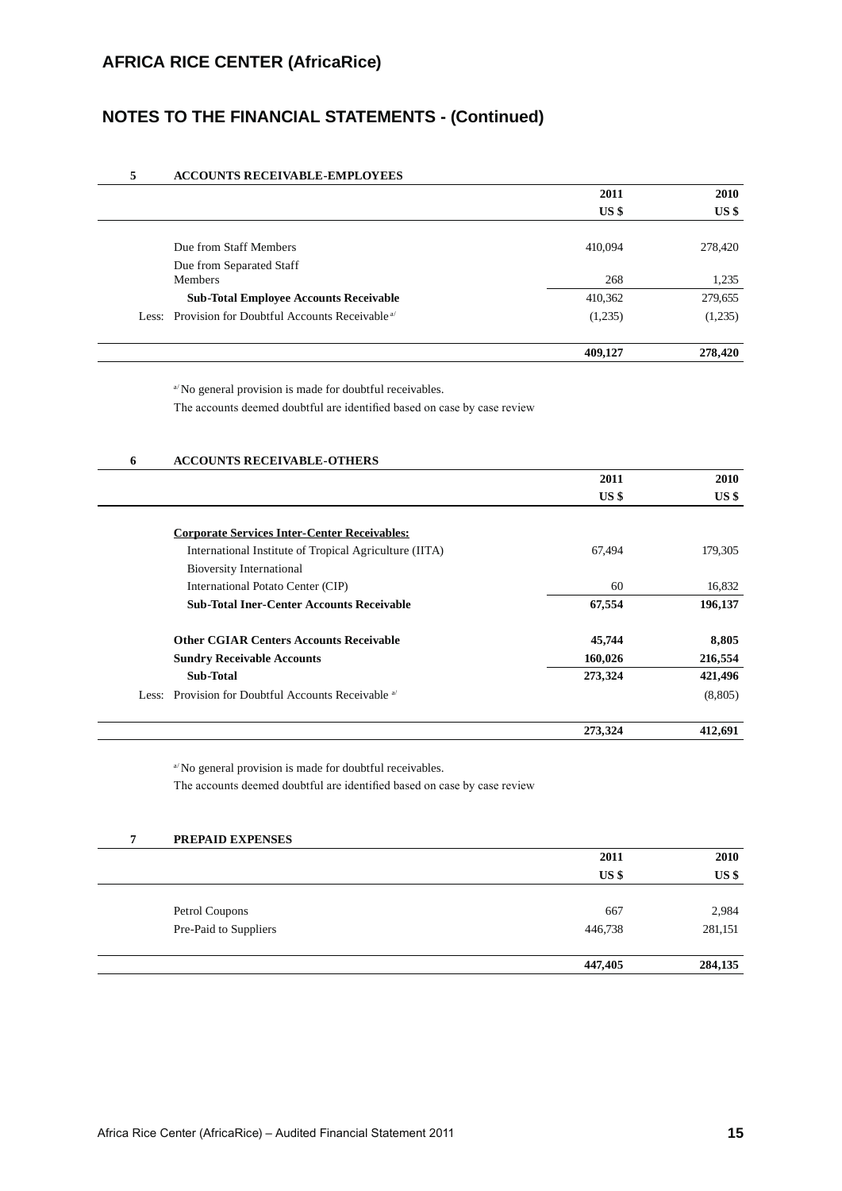# AFRICA RICE CENTER (AfricaRice)

## NOTES TO THE FINANCIAL STATEMENTS - (Continued)

### 5 ACCOUNTS RECEIVABLE-EMPLOYEES

| | 2011 | 2010 |
|---|---|---|
| | US $ | US $ |
| Due from Staff Members | 410,094 | 278,420 |
| Due from Separated Staff Members | 268 | 1,235 |
| **Sub-Total Employee Accounts Receivable** | 410,362 | 279,655 |
| Less: Provision for Doubtful Accounts Receivable [a/] | (1,235) | (1,235) |
| | **409,127** | **278,420** |

[a/] No general provision is made for doubtful receivables.
The accounts deemed doubtful are identified based on case by case review

### 6 ACCOUNTS RECEIVABLE-OTHERS

| | 2011 | 2010 |
|---|---|---|
| | US $ | US $ |
| **Corporate Services Inter-Center Receivables:** | | |
| International Institute of Tropical Agriculture (IITA) | 67,494 | 179,305 |
| Bioversity International | | |
| International Potato Center (CIP) | 60 | 16,832 |
| **Sub-Total Iner-Center Accounts Receivable** | **67,554** | **196,137** |
| **Other CGIAR Centers Accounts Receivable** | **45,744** | **8,805** |
| **Sundry Receivable Accounts** | **160,026** | **216,554** |
| **Sub-Total** | **273,324** | **421,496** |
| Less: Provision for Doubtful Accounts Receivable [a/] | | (8,805) |
| | **273,324** | **412,691** |

[a/] No general provision is made for doubtful receivables.
The accounts deemed doubtful are identified based on case by case review

### 7 PREPAID EXPENSES

| | 2011 | 2010 |
|---|---|---|
| | US $ | US $ |
| Petrol Coupons | 667 | 2,984 |
| Pre-Paid to Suppliers | 446,738 | 281,151 |
| | **447,405** | **284,135** |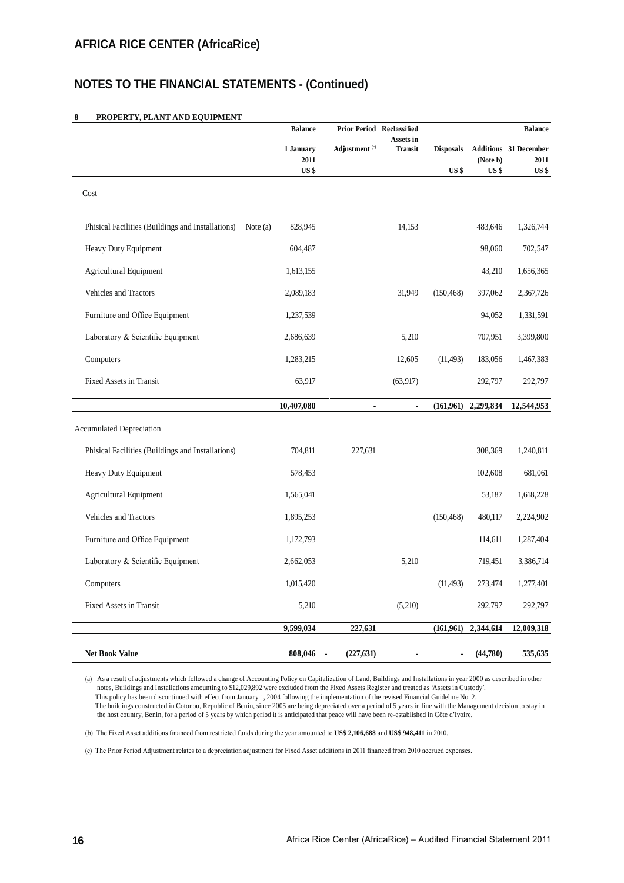## AFRICA RICE CENTER (AfricaRice)

## NOTES TO THE FINANCIAL STATEMENTS - (Continued)

### 8 PROPERTY, PLANT AND EQUIPMENT

| | | Balance 1 January 2011 US $ | Prior Period Adjustment [c] | Reclassified Assets in Transit | Disposals US $ | Additions (Note b) US $ | Balance 31 December 2011 US $ |
|---|---|---|---|---|---|---|---|
| Cost | | | | | | | |
| Phisical Facilities (Buildings and Installations) | Note (a) | 828,945 | | 14,153 | | 483,646 | 1,326,744 |
| Heavy Duty Equipment | | 604,487 | | | | 98,060 | 702,547 |
| Agricultural Equipment | | 1,613,155 | | | | 43,210 | 1,656,365 |
| Vehicles and Tractors | | 2,089,183 | | 31,949 | (150,468) | 397,062 | 2,367,726 |
| Furniture and Office Equipment | | 1,237,539 | | | | 94,052 | 1,331,591 |
| Laboratory & Scientific Equipment | | 2,686,639 | | 5,210 | | 707,951 | 3,399,800 |
| Computers | | 1,283,215 | | 12,605 | (11,493) | 183,056 | 1,467,383 |
| Fixed Assets in Transit | | 63,917 | | (63,917) | | 292,797 | 292,797 |
| | | **10,407,080** | **-** | **-** | **(161,961)** | **2,299,834** | **12,544,953** |
| Accumulated Depreciation | | | | | | | |
| Phisical Facilities (Buildings and Installations) | | 704,811 | 227,631 | | | 308,369 | 1,240,811 |
| Heavy Duty Equipment | | 578,453 | | | | 102,608 | 681,061 |
| Agricultural Equipment | | 1,565,041 | | | | 53,187 | 1,618,228 |
| Vehicles and Tractors | | 1,895,253 | | | (150,468) | 480,117 | 2,224,902 |
| Furniture and Office Equipment | | 1,172,793 | | | | 114,611 | 1,287,404 |
| Laboratory & Scientific Equipment | | 2,662,053 | | 5,210 | | 719,451 | 3,386,714 |
| Computers | | 1,015,420 | | | (11,493) | 273,474 | 1,277,401 |
| Fixed Assets in Transit | | 5,210 | | (5,210) | | 292,797 | 292,797 |
| | | **9,599,034** | **227,631** | | **(161,961)** | **2,344,614** | **12,009,318** |
| **Net Book Value** | | **808,046** | **(227,631)** | **-** | **-** | **(44,780)** | **535,635** |

(a) As a result of adjustments which followed a change of Accounting Policy on Capitalization of Land, Buildings and Installations in year 2000 as described in other notes, Buildings and Installations amounting to $12,029,892 were excluded from the Fixed Assets Register and treated as 'Assets in Custody'.
This policy has been discontinued with effect from January 1, 2004 following the implementation of the revised Financial Guideline No. 2.
The buildings constructed in Cotonou, Republic of Benin, since 2005 are being depreciated over a period of 5 years in line with the Management decision to stay in the host country, Benin, for a period of 5 years by which period it is anticipated that peace will have been re-established in Côte d'Ivoire.

(b) The Fixed Asset additions financed from restricted funds during the year amounted to **US$ 2,106,688** and **US$ 948,411** in 2010.

(c) The Prior Period Adjustment relates to a depreciation adjustment for Fixed Asset additions in 2011 financed from 2010 accrued expenses.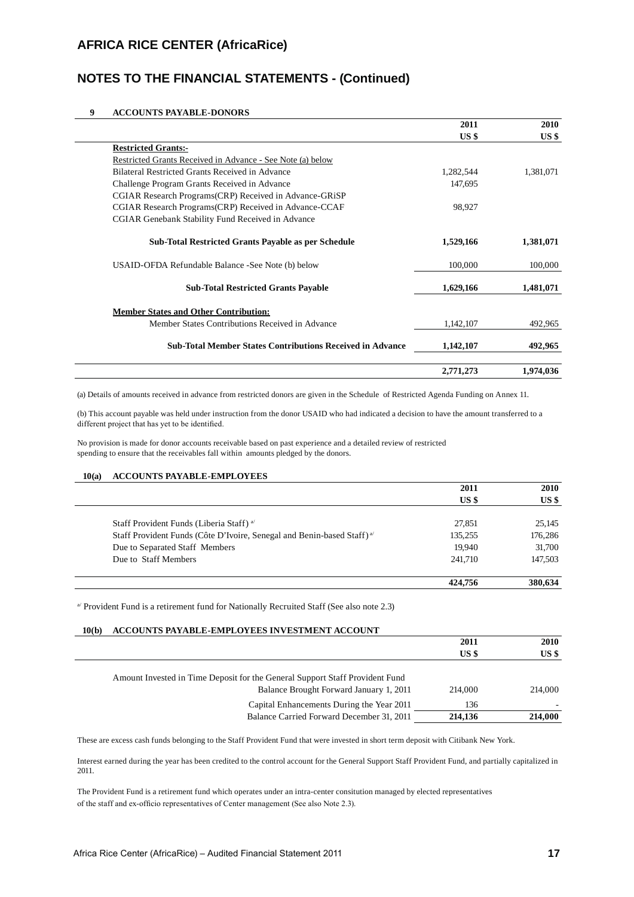# AFRICA RICE CENTER (AfricaRice)

## NOTES TO THE FINANCIAL STATEMENTS - (Continued)

### 9 ACCOUNTS PAYABLE-DONORS

| | 2011 | 2010 |
|---|---|---|
| | US $ | US $ |
| **Restricted Grants:-** | | |
| Restricted Grants Received in Advance - See Note (a) below | | |
| Bilateral Restricted Grants Received in Advance | 1,282,544 | 1,381,071 |
| Challenge Program Grants Received in Advance | 147,695 | |
| CGIAR Research Programs(CRP) Received in Advance-GRiSP | | |
| CGIAR Research Programs(CRP) Received in Advance-CCAF | 98,927 | |
| CGIAR Genebank Stability Fund Received in Advance | | |
| **Sub-Total Restricted Grants Payable as per Schedule** | **1,529,166** | **1,381,071** |
| USAID-OFDA Refundable Balance -See Note (b) below | 100,000 | 100,000 |
| **Sub-Total Restricted Grants Payable** | **1,629,166** | **1,481,071** |
| **Member States and Other Contribution:** | | |
| Member States Contributions Received in Advance | 1,142,107 | 492,965 |
| **Sub-Total Member States Contributions Received in Advance** | **1,142,107** | **492,965** |
| | **2,771,273** | **1,974,036** |

(a) Details of amounts received in advance from restricted donors are given in the Schedule of Restricted Agenda Funding on Annex 11.

(b) This account payable was held under instruction from the donor USAID who had indicated a decision to have the amount transferred to a different project that has yet to be identified.

No provision is made for donor accounts receivable based on past experience and a detailed review of restricted spending to ensure that the receivables fall within amounts pledged by the donors.

### 10(a) ACCOUNTS PAYABLE-EMPLOYEES

| | 2011 | 2010 |
|---|---|---|
| | US $ | US $ |
| Staff Provident Funds (Liberia Staff) [a/] | 27,851 | 25,145 |
| Staff Provident Funds (Côte D'Ivoire, Senegal and Benin-based Staff) [a/] | 135,255 | 176,286 |
| Due to Separated Staff Members | 19,940 | 31,700 |
| Due to Staff Members | 241,710 | 147,503 |
| | **424,756** | **380,634** |

[a/] Provident Fund is a retirement fund for Nationally Recruited Staff (See also note 2.3)

### 10(b) ACCOUNTS PAYABLE-EMPLOYEES INVESTMENT ACCOUNT

| | 2011 | 2010 |
|---|---|---|
| | US $ | US $ |
| Amount Invested in Time Deposit for the General Support Staff Provident Fund | | |
| Balance Brought Forward January 1, 2011 | 214,000 | 214,000 |
| Capital Enhancements During the Year 2011 | 136 | - |
| Balance Carried Forward December 31, 2011 | **214,136** | **214,000** |

These are excess cash funds belonging to the Staff Provident Fund that were invested in short term deposit with Citibank New York.

Interest earned during the year has been credited to the control account for the General Support Staff Provident Fund, and partially capitalized in 2011.

The Provident Fund is a retirement fund which operates under an intra-center consitution managed by elected representatives of the staff and ex-officio representatives of Center management (See also Note 2.3).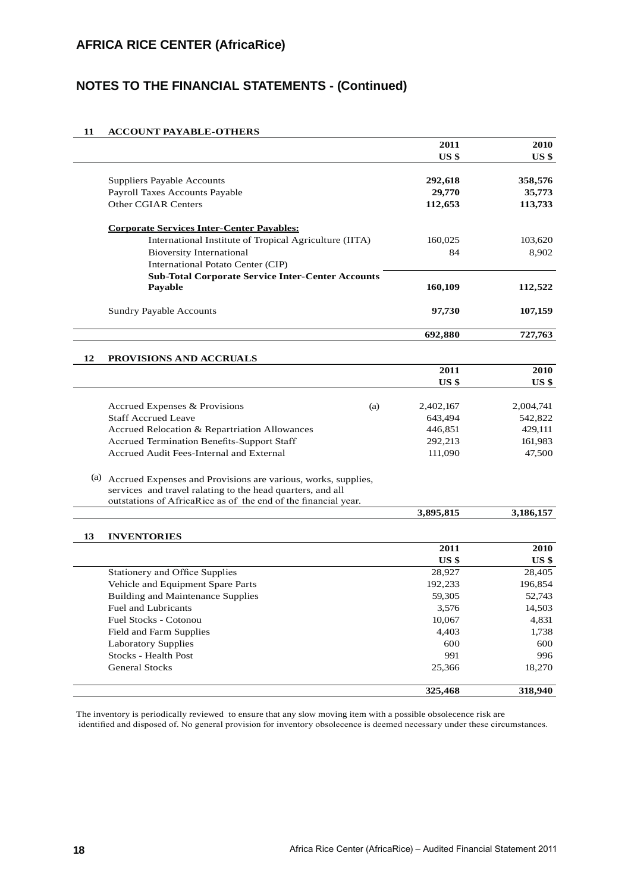## AFRICA RICE CENTER (AfricaRice)

## NOTES TO THE FINANCIAL STATEMENTS - (Continued)

### 11 ACCOUNT PAYABLE-OTHERS

| | 2011 US $ | 2010 US $ |
|---|---|---|
| Suppliers Payable Accounts | **292,618** | **358,576** |
| Payroll Taxes Accounts Payable | **29,770** | **35,773** |
| Other CGIAR Centers | **112,653** | **113,733** |
| **Corporate Services Inter-Center Payables:** | | |
| International Institute of Tropical Agriculture (IITA) | 160,025 | 103,620 |
| Bioversity International | 84 | 8,902 |
| International Potato Center (CIP) | | |
| **Sub-Total Corporate Service Inter-Center Accounts Payable** | **160,109** | **112,522** |
| Sundry Payable Accounts | **97,730** | **107,159** |
| | **692,880** | **727,763** |

### 12 PROVISIONS AND ACCRUALS

| | | 2011 US $ | 2010 US $ |
|---|---|---|---|
| Accrued Expenses & Provisions | (a) | 2,402,167 | 2,004,741 |
| Staff Accrued Leave | | 643,494 | 542,822 |
| Accrued Relocation & Repartriation Allowances | | 446,851 | 429,111 |
| Accrued Termination Benefits-Support Staff | | 292,213 | 161,983 |
| Accrued Audit Fees-Internal and External | | 111,090 | 47,500 |
| | | **3,895,815** | **3,186,157** |

(a) Accrued Expenses and Provisions are various, works, supplies, services and travel ralating to the head quarters, and all outstations of AfricaRice as of the end of the financial year.

### 13 INVENTORIES

| | 2011 US $ | 2010 US $ |
|---|---|---|
| Stationery and Office Supplies | 28,927 | 28,405 |
| Vehicle and Equipment Spare Parts | 192,233 | 196,854 |
| Building and Maintenance Supplies | 59,305 | 52,743 |
| Fuel and Lubricants | 3,576 | 14,503 |
| Fuel Stocks - Cotonou | 10,067 | 4,831 |
| Field and Farm Supplies | 4,403 | 1,738 |
| Laboratory Supplies | 600 | 600 |
| Stocks - Health Post | 991 | 996 |
| General Stocks | 25,366 | 18,270 |
| | **325,468** | **318,940** |

The inventory is periodically reviewed to ensure that any slow moving item with a possible obsolecence risk are identified and disposed of. No general provision for inventory obsolecence is deemed necessary under these circumstances.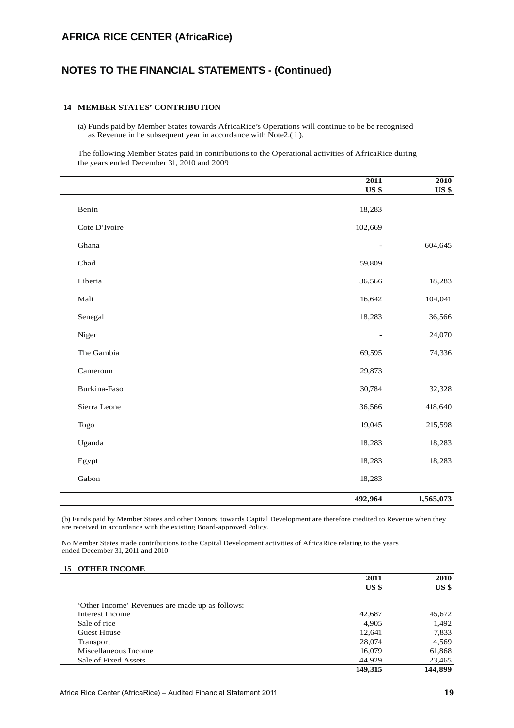# AFRICA RICE CENTER (AfricaRice)

## NOTES TO THE FINANCIAL STATEMENTS - (Continued)

### 14 MEMBER STATES' CONTRIBUTION

(a) Funds paid by Member States towards AfricaRice's Operations will continue to be be recognised as Revenue in he subsequent year in accordance with Note2.( i ).

The following Member States paid in contributions to the Operational activities of AfricaRice during the years ended December 31, 2010 and 2009

| | 2011 US $ | 2010 US $ |
|---|---|---|
| Benin | 18,283 | |
| Cote D'Ivoire | 102,669 | |
| Ghana | - | 604,645 |
| Chad | 59,809 | |
| Liberia | 36,566 | 18,283 |
| Mali | 16,642 | 104,041 |
| Senegal | 18,283 | 36,566 |
| Niger | - | 24,070 |
| The Gambia | 69,595 | 74,336 |
| Cameroun | 29,873 | |
| Burkina-Faso | 30,784 | 32,328 |
| Sierra Leone | 36,566 | 418,640 |
| Togo | 19,045 | 215,598 |
| Uganda | 18,283 | 18,283 |
| Egypt | 18,283 | 18,283 |
| Gabon | 18,283 | |
| | **492,964** | **1,565,073** |

(b) Funds paid by Member States and other Donors towards Capital Development are therefore credited to Revenue when they are received in accordance with the existing Board-approved Policy.

No Member States made contributions to the Capital Development activities of AfricaRice relating to the years ended December 31, 2011 and 2010

### 15 OTHER INCOME

| | 2011 US $ | 2010 US $ |
|---|---|---|
| 'Other Income' Revenues are made up as follows: | | |
| Interest Income | 42,687 | 45,672 |
| Sale of rice | 4,905 | 1,492 |
| Guest House | 12,641 | 7,833 |
| Transport | 28,074 | 4,569 |
| Miscellaneous Income | 16,079 | 61,868 |
| Sale of Fixed Assets | 44,929 | 23,465 |
| | **149,315** | **144,899** |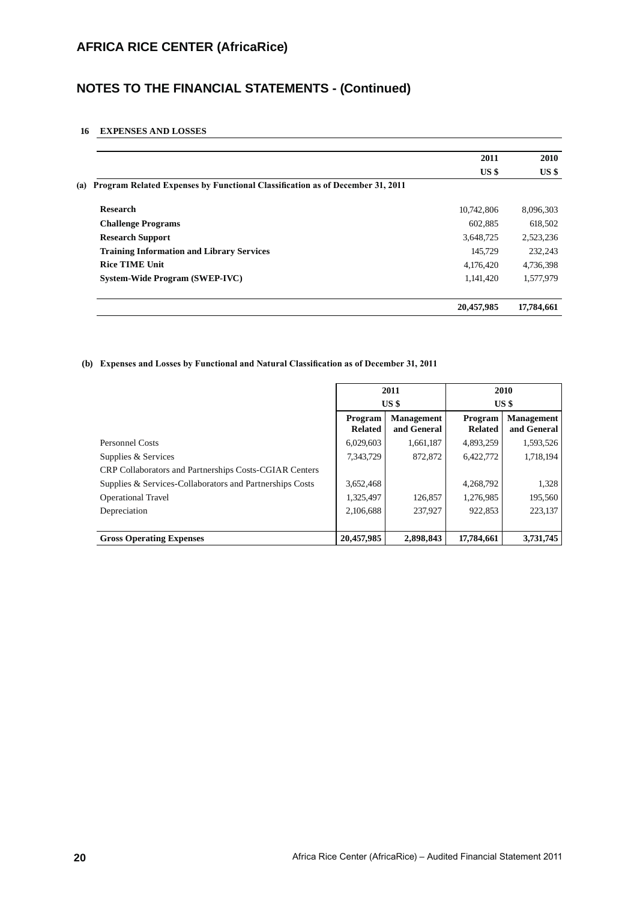# AFRICA RICE CENTER (AfricaRice)

## NOTES TO THE FINANCIAL STATEMENTS - (Continued)

### 16 EXPENSES AND LOSSES

| | 2011 | 2010 |
|---|---|---|
| | US $ | US $ |
| **(a) Program Related Expenses by Functional Classification as of December 31, 2011** | | |
| **Research** | 10,742,806 | 8,096,303 |
| **Challenge Programs** | 602,885 | 618,502 |
| **Research Support** | 3,648,725 | 2,523,236 |
| **Training Information and Library Services** | 145,729 | 232,243 |
| **Rice TIME Unit** | 4,176,420 | 4,736,398 |
| **System-Wide Program (SWEP-IVC)** | 1,141,420 | 1,577,979 |
| | **20,457,985** | **17,784,661** |

**(b) Expenses and Losses by Functional and Natural Classification as of December 31, 2011**

| | 2011 | | 2010 | |
|---|---|---|---|---|
| | US $ | | US $ | |
| | **Program Related** | **Management and General** | **Program Related** | **Management and General** |
| Personnel Costs | 6,029,603 | 1,661,187 | 4,893,259 | 1,593,526 |
| Supplies & Services | 7,343,729 | 872,872 | 6,422,772 | 1,718,194 |
| CRP Collaborators and Partnerships Costs-CGIAR Centers | | | | |
| Supplies & Services-Collaborators and Partnerships Costs | 3,652,468 | | 4,268,792 | 1,328 |
| Operational Travel | 1,325,497 | 126,857 | 1,276,985 | 195,560 |
| Depreciation | 2,106,688 | 237,927 | 922,853 | 223,137 |
| **Gross Operating Expenses** | **20,457,985** | **2,898,843** | **17,784,661** | **3,731,745** |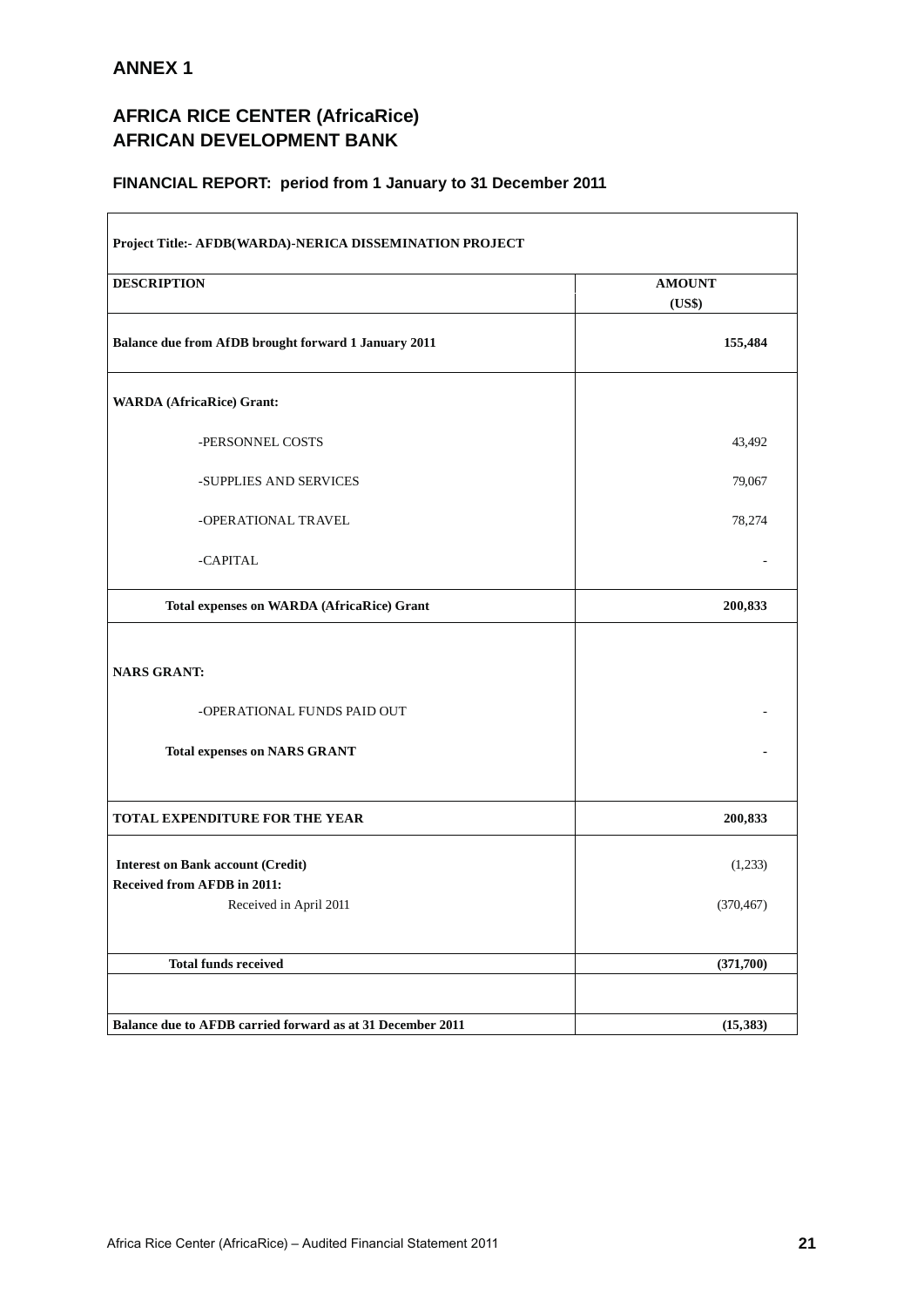## ANNEX 1

## AFRICA RICE CENTER (AfricaRice)
## AFRICAN DEVELOPMENT BANK

### FINANCIAL REPORT: period from 1 January to 31 December 2011

| **Project Title:- AFDB(WARDA)-NERICA DISSEMINATION PROJECT** | |
|---|---|
| **DESCRIPTION** | **AMOUNT (US$)** |
| **Balance due from AfDB brought forward 1 January 2011** | **155,484** |
| **WARDA (AfricaRice) Grant:** | |
| -PERSONNEL COSTS | 43,492 |
| -SUPPLIES AND SERVICES | 79,067 |
| -OPERATIONAL TRAVEL | 78,274 |
| -CAPITAL | - |
| **Total expenses on WARDA (AfricaRice) Grant** | **200,833** |
| **NARS GRANT:** | |
| -OPERATIONAL FUNDS PAID OUT | - |
| **Total expenses on NARS GRANT** | **-** |
| **TOTAL EXPENDITURE FOR THE YEAR** | **200,833** |
| **Interest on Bank account (Credit)** | (1,233) |
| **Received from AFDB in 2011:** | |
| Received in April 2011 | (370,467) |
| **Total funds received** | **(371,700)** |
| | |
| **Balance due to AFDB carried forward as at 31 December 2011** | **(15,383)** |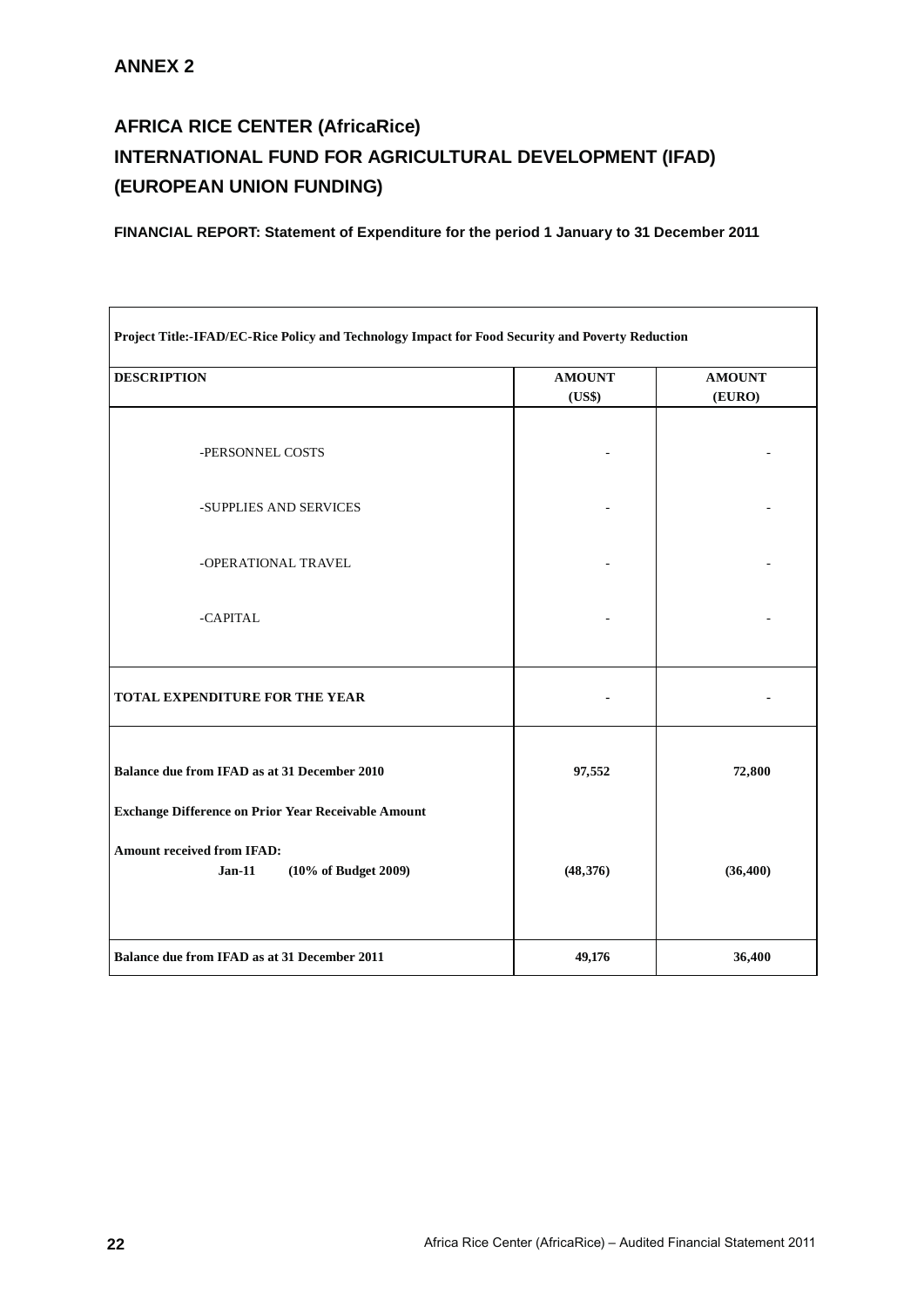## ANNEX 2

## AFRICA RICE CENTER (AfricaRice)
## INTERNATIONAL FUND FOR AGRICULTURAL DEVELOPMENT (IFAD)
## (EUROPEAN UNION FUNDING)

**FINANCIAL REPORT: Statement of Expenditure for the period 1 January to 31 December 2011**

| **Project Title:-IFAD/EC-Rice Policy and Technology Impact for Food Security and Poverty Reduction** | | |
|---|---|---|
| **DESCRIPTION** | **AMOUNT (US$)** | **AMOUNT (EURO)** |
| -PERSONNEL COSTS | - | - |
| -SUPPLIES AND SERVICES | - | - |
| -OPERATIONAL TRAVEL | - | - |
| -CAPITAL | - | - |
| **TOTAL EXPENDITURE FOR THE YEAR** | **-** | **-** |
| **Balance due from IFAD as at 31 December 2010** | **97,552** | **72,800** |
| **Exchange Difference on Prior Year Receivable Amount** | | |
| **Amount received from IFAD:** | | |
| **Jan-11 (10% of Budget 2009)** | **(48,376)** | **(36,400)** |
| **Balance due from IFAD as at 31 December 2011** | **49,176** | **36,400** |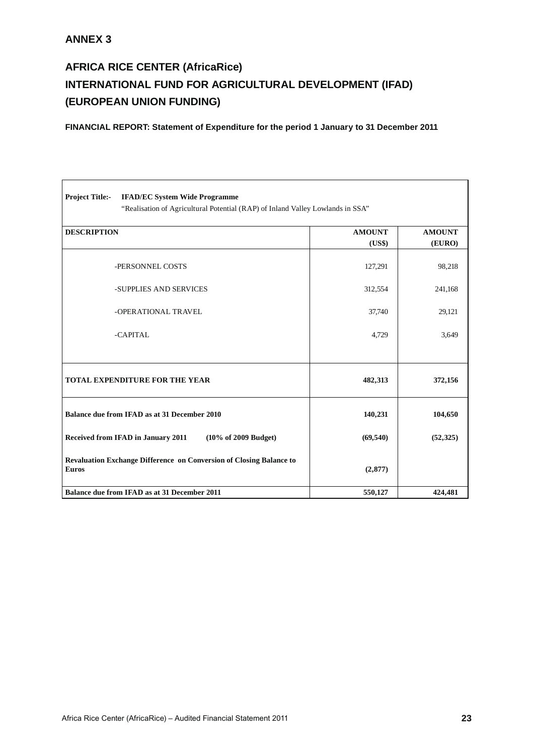## ANNEX 3

## AFRICA RICE CENTER (AfricaRice)
## INTERNATIONAL FUND FOR AGRICULTURAL DEVELOPMENT (IFAD)
## (EUROPEAN UNION FUNDING)

**FINANCIAL REPORT: Statement of Expenditure for the period 1 January to 31 December 2011**

**Project Title:- IFAD/EC System Wide Programme**
"Realisation of Agricultural Potential (RAP) of Inland Valley Lowlands in SSA"

| DESCRIPTION | AMOUNT (US$) | AMOUNT (EURO) |
|---|---|---|
| -PERSONNEL COSTS | 127,291 | 98,218 |
| -SUPPLIES AND SERVICES | 312,554 | 241,168 |
| -OPERATIONAL TRAVEL | 37,740 | 29,121 |
| -CAPITAL | 4,729 | 3,649 |
| **TOTAL EXPENDITURE FOR THE YEAR** | **482,313** | **372,156** |
| **Balance due from IFAD as at 31 December 2010** | **140,231** | **104,650** |
| **Received from IFAD in January 2011 (10% of 2009 Budget)** | **(69,540)** | **(52,325)** |
| **Revaluation Exchange Difference on Conversion of Closing Balance to Euros** | **(2,877)** | |
| **Balance due from IFAD as at 31 December 2011** | **550,127** | **424,481** |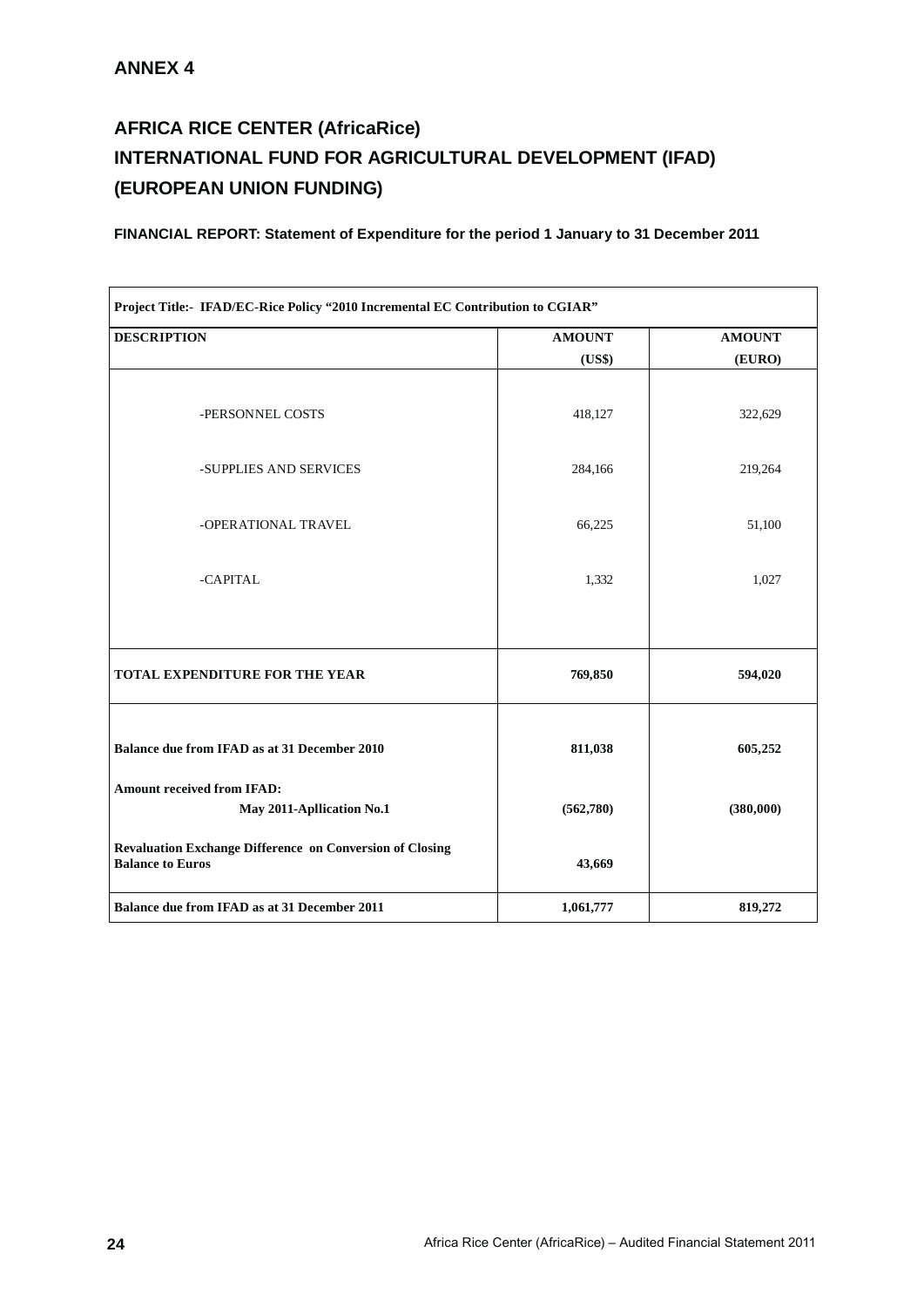## ANNEX 4

## AFRICA RICE CENTER (AfricaRice)
## INTERNATIONAL FUND FOR AGRICULTURAL DEVELOPMENT (IFAD)
## (EUROPEAN UNION FUNDING)

**FINANCIAL REPORT: Statement of Expenditure for the period 1 January to 31 December 2011**

| Project Title:- IFAD/EC-Rice Policy "2010 Incremental EC Contribution to CGIAR" | | |
|---|---|---|
| **DESCRIPTION** | **AMOUNT (US$)** | **AMOUNT (EURO)** |
| -PERSONNEL COSTS | 418,127 | 322,629 |
| -SUPPLIES AND SERVICES | 284,166 | 219,264 |
| -OPERATIONAL TRAVEL | 66,225 | 51,100 |
| -CAPITAL | 1,332 | 1,027 |
| **TOTAL EXPENDITURE FOR THE YEAR** | **769,850** | **594,020** |
| **Balance due from IFAD as at 31 December 2010** | **811,038** | **605,252** |
| **Amount received from IFAD:** May 2011-Apllication No.1 | **(562,780)** | **(380,000)** |
| **Revaluation Exchange Difference on Conversion of Closing Balance to Euros** | **43,669** | |
| **Balance due from IFAD as at 31 December 2011** | **1,061,777** | **819,272** |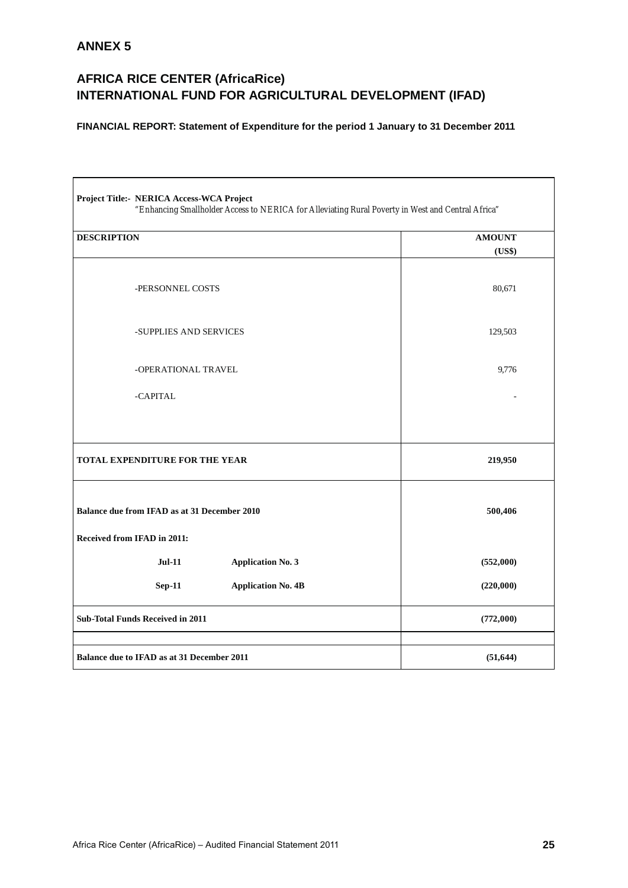## ANNEX 5

## AFRICA RICE CENTER (AfricaRice)
## INTERNATIONAL FUND FOR AGRICULTURAL DEVELOPMENT (IFAD)

**FINANCIAL REPORT: Statement of Expenditure for the period 1 January to 31 December 2011**

**Project Title:- NERICA Access-WCA Project**
*"Enhancing Smallholder Access to NERICA for Alleviating Rural Poverty in West and Central Africa"*

| **DESCRIPTION** | | **AMOUNT (US$)** |
|---|---|---|
| -PERSONNEL COSTS | | 80,671 |
| -SUPPLIES AND SERVICES | | 129,503 |
| -OPERATIONAL TRAVEL | | 9,776 |
| -CAPITAL | | - |
| **TOTAL EXPENDITURE FOR THE YEAR** | | **219,950** |
| **Balance due from IFAD as at 31 December 2010** | | **500,406** |
| **Received from IFAD in 2011:** | | |
| **Jul-11** | **Application No. 3** | **(552,000)** |
| **Sep-11** | **Application No. 4B** | **(220,000)** |
| **Sub-Total Funds Received in 2011** | | **(772,000)** |
| **Balance due to IFAD as at 31 December 2011** | | **(51,644)** |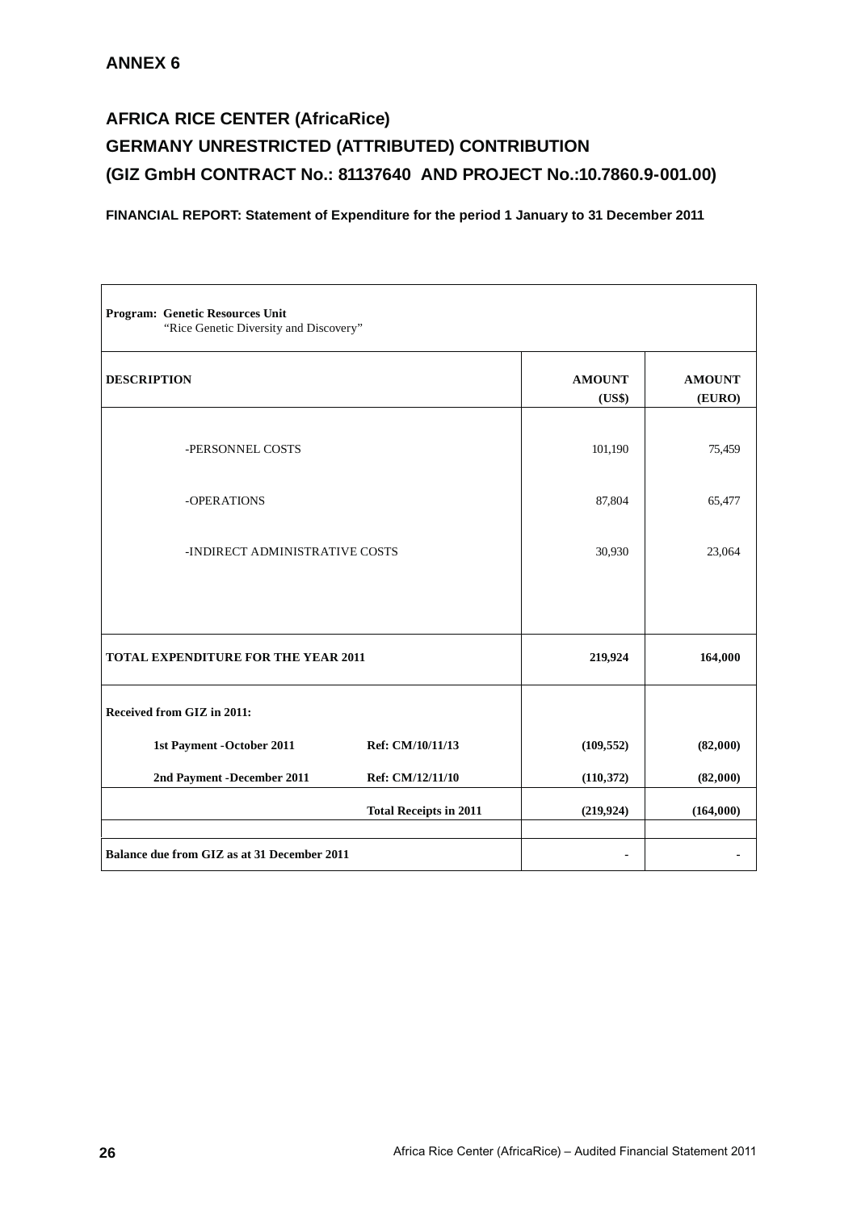**ANNEX 6**

# AFRICA RICE CENTER (AfricaRice)
# GERMANY UNRESTRICTED (ATTRIBUTED) CONTRIBUTION
# (GIZ GmbH CONTRACT No.: 81137640 AND PROJECT No.:10.7860.9-001.00)

**FINANCIAL REPORT: Statement of Expenditure for the period 1 January to 31 December 2011**

| **Program: Genetic Resources Unit**<br>"Rice Genetic Diversity and Discovery" | | | |
|---|---|---|---|
| **DESCRIPTION** | | **AMOUNT (US$)** | **AMOUNT (EURO)** |
| -PERSONNEL COSTS | | 101,190 | 75,459 |
| -OPERATIONS | | 87,804 | 65,477 |
| -INDIRECT ADMINISTRATIVE COSTS | | 30,930 | 23,064 |
| **TOTAL EXPENDITURE FOR THE YEAR 2011** | | **219,924** | **164,000** |
| **Received from GIZ in 2011:** | | | |
| **1st Payment -October 2011** | **Ref: CM/10/11/13** | **(109,552)** | **(82,000)** |
| **2nd Payment -December 2011** | **Ref: CM/12/11/10** | **(110,372)** | **(82,000)** |
| | **Total Receipts in 2011** | **(219,924)** | **(164,000)** |
| **Balance due from GIZ as at 31 December 2011** | | **-** | **-** |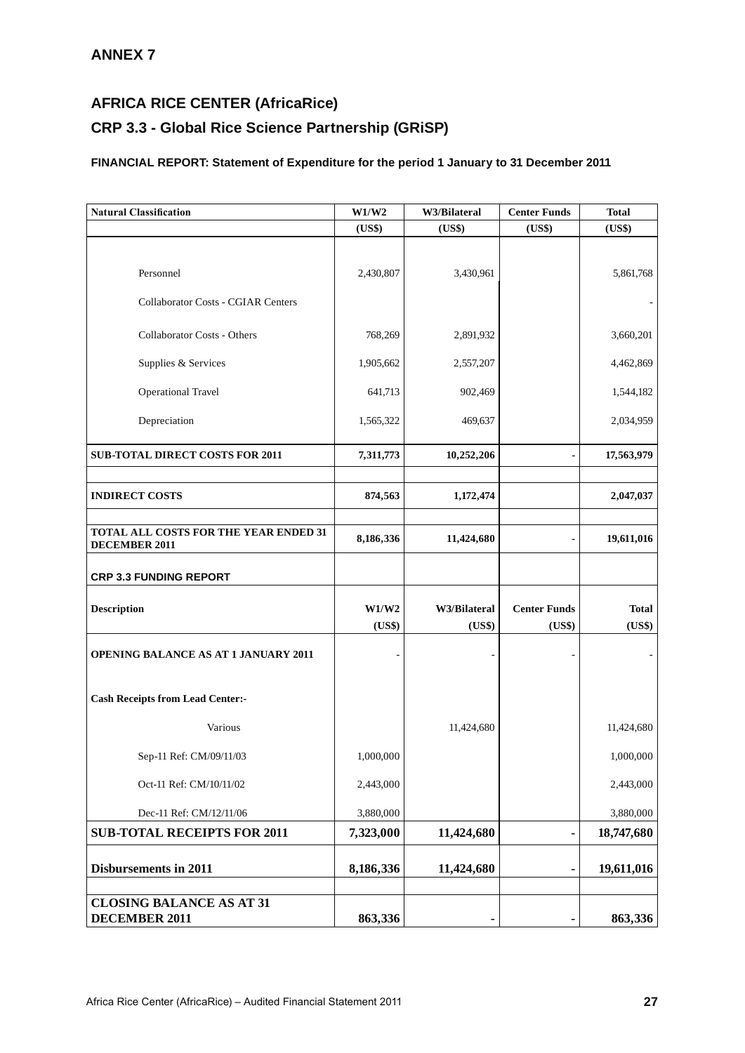## ANNEX 7

## AFRICA RICE CENTER (AfricaRice)

## CRP 3.3 - Global Rice Science Partnership (GRiSP)

#### FINANCIAL REPORT: Statement of Expenditure for the period 1 January to 31 December 2011

| Natural Classification | W1/W2 | W3/Bilateral | Center Funds | Total |
|---|---|---|---|---|
| | (US$) | (US$) | (US$) | (US$) |
| Personnel | 2,430,807 | 3,430,961 | | 5,861,768 |
| Collaborator Costs - CGIAR Centers | | | | - |
| Collaborator Costs - Others | 768,269 | 2,891,932 | | 3,660,201 |
| Supplies & Services | 1,905,662 | 2,557,207 | | 4,462,869 |
| Operational Travel | 641,713 | 902,469 | | 1,544,182 |
| Depreciation | 1,565,322 | 469,637 | | 2,034,959 |
| **SUB-TOTAL DIRECT COSTS FOR 2011** | **7,311,773** | **10,252,206** | **-** | **17,563,979** |
| **INDIRECT COSTS** | **874,563** | **1,172,474** | | **2,047,037** |
| **TOTAL ALL COSTS FOR THE YEAR ENDED 31 DECEMBER 2011** | **8,186,336** | **11,424,680** | **-** | **19,611,016** |

**CRP 3.3 FUNDING REPORT**

| Description | W1/W2 | W3/Bilateral | Center Funds | Total |
|---|---|---|---|---|
| | (US$) | (US$) | (US$) | (US$) |
| **OPENING BALANCE AS AT 1 JANUARY 2011** | - | - | - | - |
| **Cash Receipts from Lead Center:-** | | | | |
| Various | | 11,424,680 | | 11,424,680 |
| Sep-11 Ref: CM/09/11/03 | 1,000,000 | | | 1,000,000 |
| Oct-11 Ref: CM/10/11/02 | 2,443,000 | | | 2,443,000 |
| Dec-11 Ref: CM/12/11/06 | 3,880,000 | | | 3,880,000 |
| **SUB-TOTAL RECEIPTS FOR 2011** | **7,323,000** | **11,424,680** | **-** | **18,747,680** |
| **Disbursements in 2011** | **8,186,336** | **11,424,680** | **-** | **19,611,016** |
| **CLOSING BALANCE AS AT 31 DECEMBER 2011** | **863,336** | **-** | **-** | **863,336** |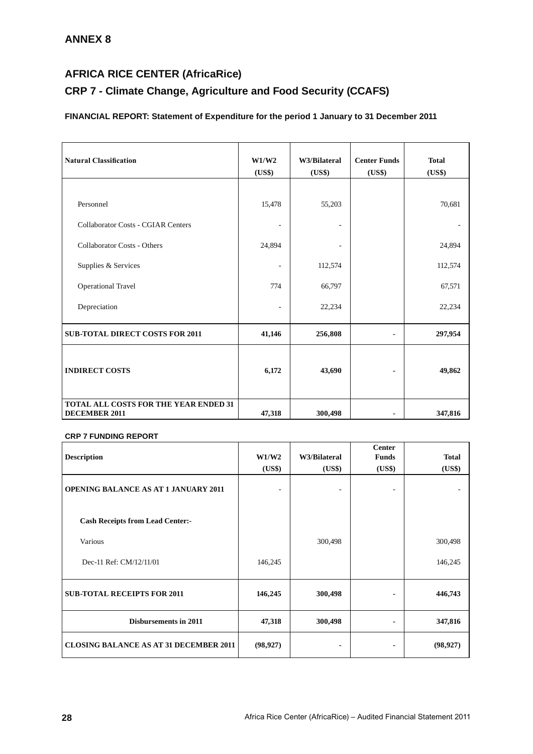## ANNEX 8

## AFRICA RICE CENTER (AfricaRice)

## CRP 7 - Climate Change, Agriculture and Food Security (CCAFS)

### FINANCIAL REPORT: Statement of Expenditure for the period 1 January to 31 December 2011

| Natural Classification | W1/W2 (US$) | W3/Bilateral (US$) | Center Funds (US$) | Total (US$) |
|---|---|---|---|---|
| Personnel | 15,478 | 55,203 | | 70,681 |
| Collaborator Costs - CGIAR Centers | - | - | | - |
| Collaborator Costs - Others | 24,894 | - | | 24,894 |
| Supplies & Services | - | 112,574 | | 112,574 |
| Operational Travel | 774 | 66,797 | | 67,571 |
| Depreciation | - | 22,234 | | 22,234 |
| **SUB-TOTAL DIRECT COSTS FOR 2011** | **41,146** | **256,808** | **-** | **297,954** |
| **INDIRECT COSTS** | **6,172** | **43,690** | **-** | **49,862** |
| **TOTAL ALL COSTS FOR THE YEAR ENDED 31 DECEMBER 2011** | **47,318** | **300,498** | **-** | **347,816** |

### CRP 7 FUNDING REPORT

| Description | W1/W2 (US$) | W3/Bilateral (US$) | Center Funds (US$) | Total (US$) |
|---|---|---|---|---|
| **OPENING BALANCE AS AT 1 JANUARY 2011** | - | - | - | - |
| **Cash Receipts from Lead Center:-** | | | | |
| Various | | 300,498 | | 300,498 |
| Dec-11 Ref: CM/12/11/01 | 146,245 | | | 146,245 |
| **SUB-TOTAL RECEIPTS FOR 2011** | **146,245** | **300,498** | **-** | **446,743** |
| **Disbursements in 2011** | **47,318** | **300,498** | **-** | **347,816** |
| **CLOSING BALANCE AS AT 31 DECEMBER 2011** | **(98,927)** | **-** | **-** | **(98,927)** |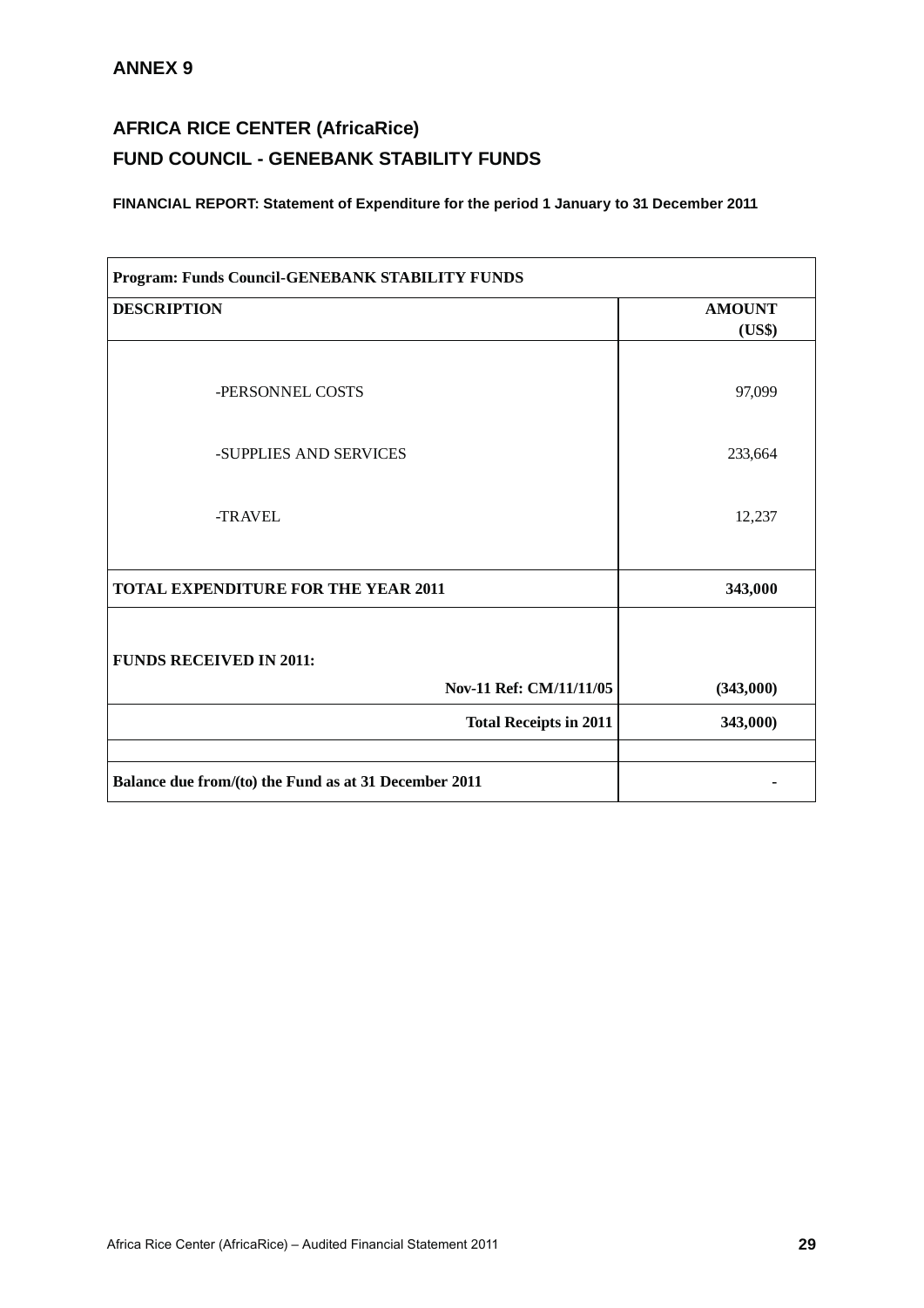## ANNEX 9

## AFRICA RICE CENTER (AfricaRice)
## FUND COUNCIL - GENEBANK STABILITY FUNDS

**FINANCIAL REPORT: Statement of Expenditure for the period 1 January to 31 December 2011**

| **Program: Funds Council-GENEBANK STABILITY FUNDS** | |
|---|---|
| **DESCRIPTION** | **AMOUNT (US$)** |
| -PERSONNEL COSTS | 97,099 |
| -SUPPLIES AND SERVICES | 233,664 |
| -TRAVEL | 12,237 |
| **TOTAL EXPENDITURE FOR THE YEAR 2011** | **343,000** |
| **FUNDS RECEIVED IN 2011:** | |
| **Nov-11 Ref: CM/11/11/05** | **(343,000)** |
| **Total Receipts in 2011** | **343,000)** |
| | |
| **Balance due from/(to) the Fund as at 31 December 2011** | **-** |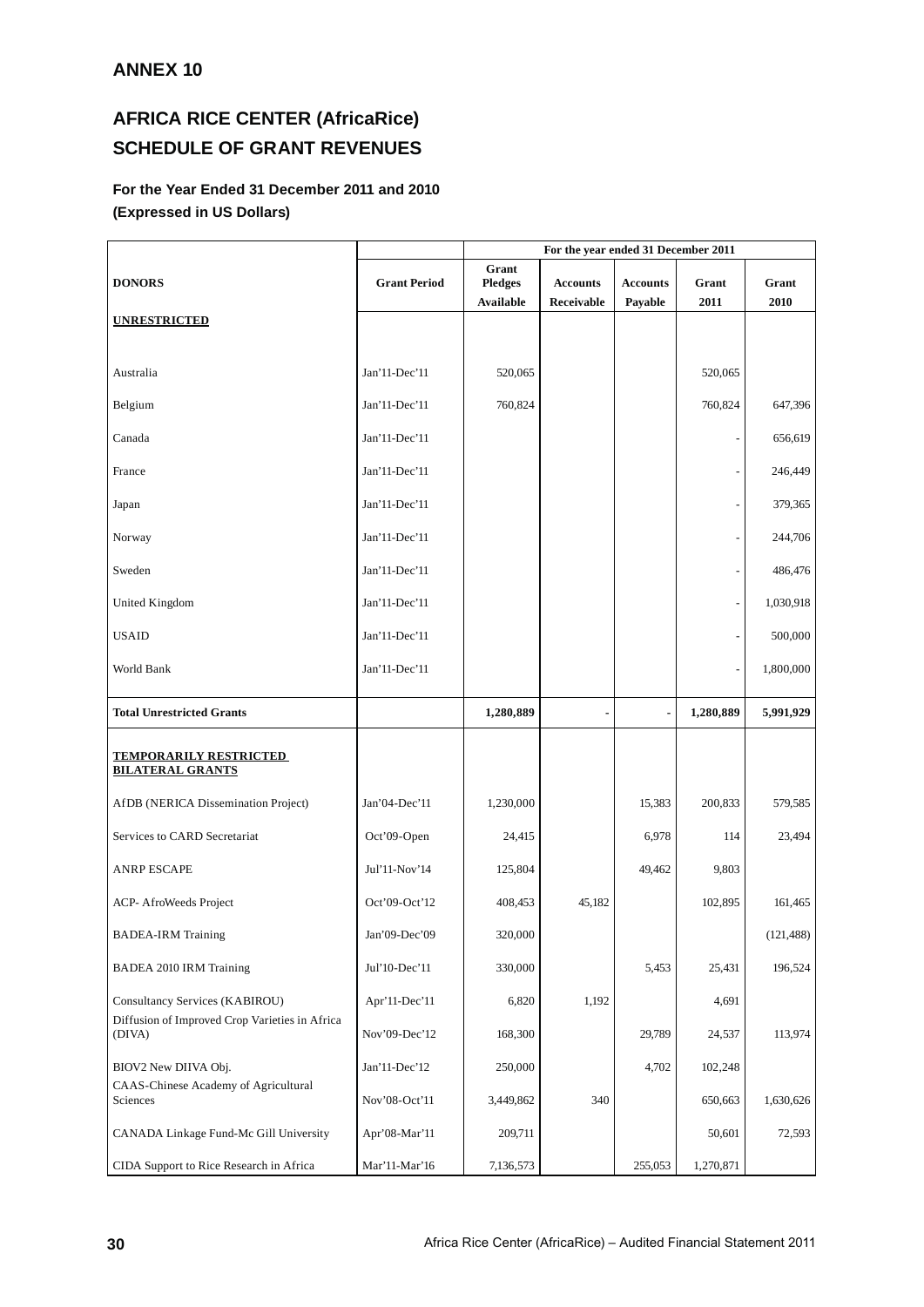## ANNEX 10

## AFRICA RICE CENTER (AfricaRice)
## SCHEDULE OF GRANT REVENUES

**For the Year Ended 31 December 2011 and 2010**
**(Expressed in US Dollars)**

| | | For the year ended 31 December 2011 | | | | |
|---|---|---|---|---|---|---|
| **DONORS** | **Grant Period** | **Grant Pledges Available** | **Accounts Receivable** | **Accounts Payable** | **Grant 2011** | **Grant 2010** |
| **UNRESTRICTED** | | | | | | |
| Australia | Jan'11-Dec'11 | 520,065 | | | 520,065 | |
| Belgium | Jan'11-Dec'11 | 760,824 | | | 760,824 | 647,396 |
| Canada | Jan'11-Dec'11 | | | | - | 656,619 |
| France | Jan'11-Dec'11 | | | | - | 246,449 |
| Japan | Jan'11-Dec'11 | | | | - | 379,365 |
| Norway | Jan'11-Dec'11 | | | | - | 244,706 |
| Sweden | Jan'11-Dec'11 | | | | - | 486,476 |
| United Kingdom | Jan'11-Dec'11 | | | | - | 1,030,918 |
| USAID | Jan'11-Dec'11 | | | | - | 500,000 |
| World Bank | Jan'11-Dec'11 | | | | - | 1,800,000 |
| **Total Unrestricted Grants** | | **1,280,889** | **-** | **-** | **1,280,889** | **5,991,929** |
| **TEMPORARILY RESTRICTED BILATERAL GRANTS** | | | | | | |
| AfDB (NERICA Dissemination Project) | Jan'04-Dec'11 | 1,230,000 | | 15,383 | 200,833 | 579,585 |
| Services to CARD Secretariat | Oct'09-Open | 24,415 | | 6,978 | 114 | 23,494 |
| ANRP ESCAPE | Jul'11-Nov'14 | 125,804 | | 49,462 | 9,803 | |
| ACP- AfroWeeds Project | Oct'09-Oct'12 | 408,453 | 45,182 | | 102,895 | 161,465 |
| BADEA-IRM Training | Jan'09-Dec'09 | 320,000 | | | | (121,488) |
| BADEA 2010 IRM Training | Jul'10-Dec'11 | 330,000 | | 5,453 | 25,431 | 196,524 |
| Consultancy Services (KABIROU) | Apr'11-Dec'11 | 6,820 | 1,192 | | 4,691 | |
| Diffusion of Improved Crop Varieties in Africa (DIVA) | Nov'09-Dec'12 | 168,300 | | 29,789 | 24,537 | 113,974 |
| BIOV2 New DIIVA Obj. | Jan'11-Dec'12 | 250,000 | | 4,702 | 102,248 | |
| CAAS-Chinese Academy of Agricultural Sciences | Nov'08-Oct'11 | 3,449,862 | 340 | | 650,663 | 1,630,626 |
| CANADA Linkage Fund-Mc Gill University | Apr'08-Mar'11 | 209,711 | | | 50,601 | 72,593 |
| CIDA Support to Rice Research in Africa | Mar'11-Mar'16 | 7,136,573 | | 255,053 | 1,270,871 | |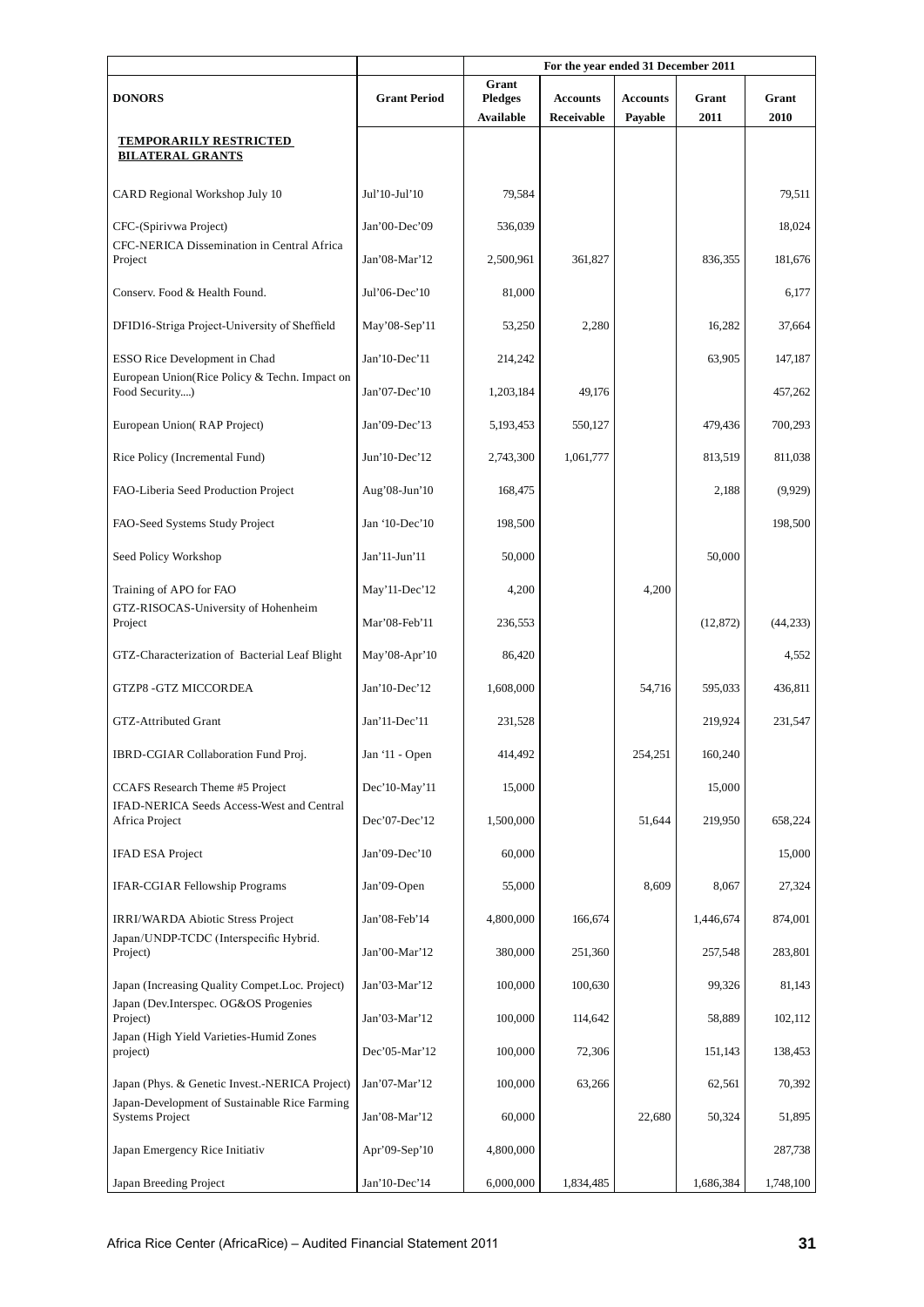| DONORS | Grant Period | For the year ended 31 December 2011 | | | | |
|---|---|---|---|---|---|---|
| | | Grant Pledges Available | Accounts Receivable | Accounts Payable | Grant 2011 | Grant 2010 |
| **TEMPORARILY RESTRICTED BILATERAL GRANTS** | | | | | | |
| CARD Regional Workshop July 10 | Jul'10-Jul'10 | 79,584 | | | | 79,511 |
| CFC-(Spirivwa Project) | Jan'00-Dec'09 | 536,039 | | | | 18,024 |
| CFC-NERICA Dissemination in Central Africa Project | Jan'08-Mar'12 | 2,500,961 | 361,827 | | 836,355 | 181,676 |
| Conserv. Food & Health Found. | Jul'06-Dec'10 | 81,000 | | | | 6,177 |
| DFID16-Striga Project-University of Sheffield | May'08-Sep'11 | 53,250 | 2,280 | | 16,282 | 37,664 |
| ESSO Rice Development in Chad | Jan'10-Dec'11 | 214,242 | | | 63,905 | 147,187 |
| European Union(Rice Policy & Techn. Impact on Food Security....) | Jan'07-Dec'10 | 1,203,184 | 49,176 | | | 457,262 |
| European Union( RAP Project) | Jan'09-Dec'13 | 5,193,453 | 550,127 | | 479,436 | 700,293 |
| Rice Policy (Incremental Fund) | Jun'10-Dec'12 | 2,743,300 | 1,061,777 | | 813,519 | 811,038 |
| FAO-Liberia Seed Production Project | Aug'08-Jun'10 | 168,475 | | | 2,188 | (9,929) |
| FAO-Seed Systems Study Project | Jan '10-Dec'10 | 198,500 | | | | 198,500 |
| Seed Policy Workshop | Jan'11-Jun'11 | 50,000 | | | 50,000 | |
| Training of APO for FAO | May'11-Dec'12 | 4,200 | | 4,200 | | |
| GTZ-RISOCAS-University of Hohenheim Project | Mar'08-Feb'11 | 236,553 | | | (12,872) | (44,233) |
| GTZ-Characterization of Bacterial Leaf Blight | May'08-Apr'10 | 86,420 | | | | 4,552 |
| GTZP8 -GTZ MICCORDEA | Jan'10-Dec'12 | 1,608,000 | | 54,716 | 595,033 | 436,811 |
| GTZ-Attributed Grant | Jan'11-Dec'11 | 231,528 | | | 219,924 | 231,547 |
| IBRD-CGIAR Collaboration Fund Proj. | Jan '11 - Open | 414,492 | | 254,251 | 160,240 | |
| CCAFS Research Theme #5 Project | Dec'10-May'11 | 15,000 | | | 15,000 | |
| IFAD-NERICA Seeds Access-West and Central Africa Project | Dec'07-Dec'12 | 1,500,000 | | 51,644 | 219,950 | 658,224 |
| IFAD ESA Project | Jan'09-Dec'10 | 60,000 | | | | 15,000 |
| IFAR-CGIAR Fellowship Programs | Jan'09-Open | 55,000 | | 8,609 | 8,067 | 27,324 |
| IRRI/WARDA Abiotic Stress Project | Jan'08-Feb'14 | 4,800,000 | 166,674 | | 1,446,674 | 874,001 |
| Japan/UNDP-TCDC (Interspecific Hybrid. Project) | Jan'00-Mar'12 | 380,000 | 251,360 | | 257,548 | 283,801 |
| Japan (Increasing Quality Compet.Loc. Project) | Jan'03-Mar'12 | 100,000 | 100,630 | | 99,326 | 81,143 |
| Japan (Dev.Interspec. OG&OS Progenies Project) | Jan'03-Mar'12 | 100,000 | 114,642 | | 58,889 | 102,112 |
| Japan (High Yield Varieties-Humid Zones project) | Dec'05-Mar'12 | 100,000 | 72,306 | | 151,143 | 138,453 |
| Japan (Phys. & Genetic Invest.-NERICA Project) | Jan'07-Mar'12 | 100,000 | 63,266 | | 62,561 | 70,392 |
| Japan-Development of Sustainable Rice Farming Systems Project | Jan'08-Mar'12 | 60,000 | | 22,680 | 50,324 | 51,895 |
| Japan Emergency Rice Initiativ | Apr'09-Sep'10 | 4,800,000 | | | | 287,738 |
| Japan Breeding Project | Jan'10-Dec'14 | 6,000,000 | 1,834,485 | | 1,686,384 | 1,748,100 |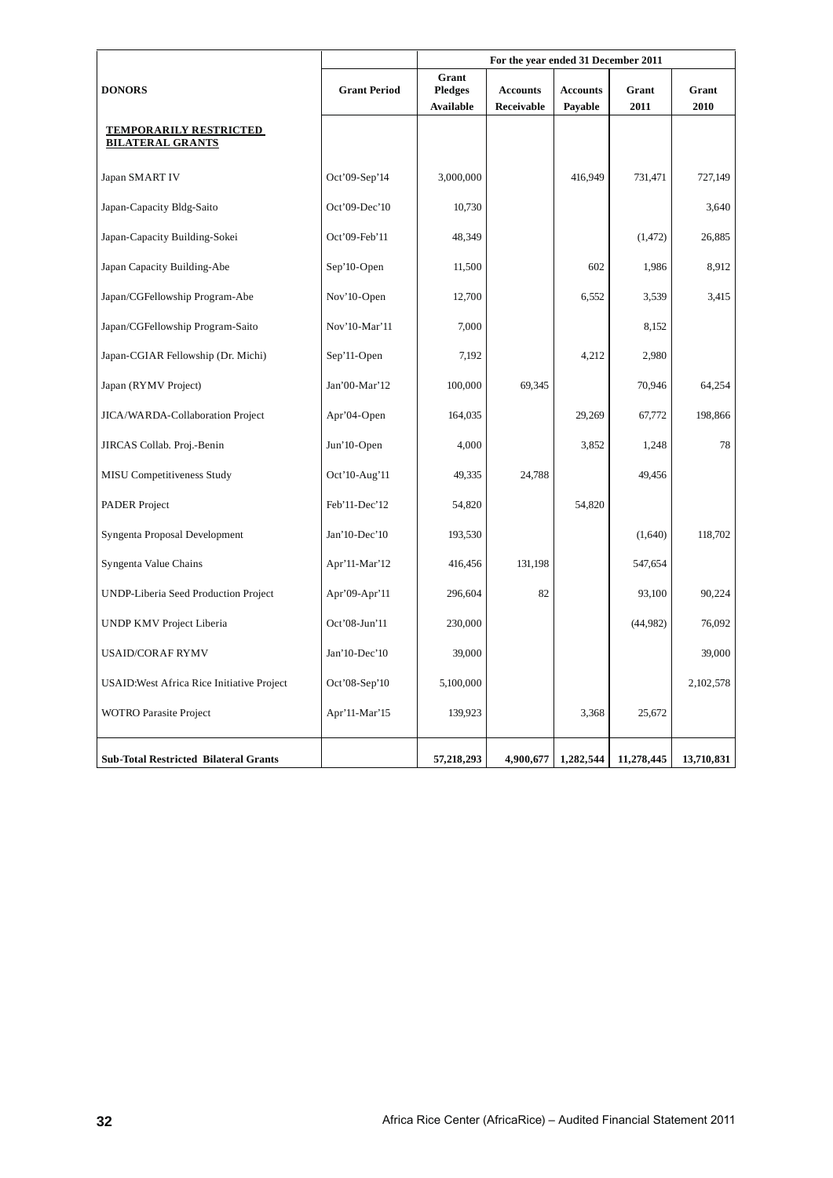| DONORS | Grant Period | For the year ended 31 December 2011 | | | | |
|---|---|---|---|---|---|---|
| | | Grant Pledges Available | Accounts Receivable | Accounts Payable | Grant 2011 | Grant 2010 |
| **TEMPORARILY RESTRICTED BILATERAL GRANTS** | | | | | | |
| Japan SMART IV | Oct'09-Sep'14 | 3,000,000 | | 416,949 | 731,471 | 727,149 |
| Japan-Capacity Bldg-Saito | Oct'09-Dec'10 | 10,730 | | | | 3,640 |
| Japan-Capacity Building-Sokei | Oct'09-Feb'11 | 48,349 | | | (1,472) | 26,885 |
| Japan Capacity Building-Abe | Sep'10-Open | 11,500 | | 602 | 1,986 | 8,912 |
| Japan/CGFellowship Program-Abe | Nov'10-Open | 12,700 | | 6,552 | 3,539 | 3,415 |
| Japan/CGFellowship Program-Saito | Nov'10-Mar'11 | 7,000 | | | 8,152 | |
| Japan-CGIAR Fellowship (Dr. Michi) | Sep'11-Open | 7,192 | | 4,212 | 2,980 | |
| Japan (RYMV Project) | Jan'00-Mar'12 | 100,000 | 69,345 | | 70,946 | 64,254 |
| JICA/WARDA-Collaboration Project | Apr'04-Open | 164,035 | | 29,269 | 67,772 | 198,866 |
| JIRCAS Collab. Proj.-Benin | Jun'10-Open | 4,000 | | 3,852 | 1,248 | 78 |
| MISU Competitiveness Study | Oct'10-Aug'11 | 49,335 | 24,788 | | 49,456 | |
| PADER Project | Feb'11-Dec'12 | 54,820 | | 54,820 | | |
| Syngenta Proposal Development | Jan'10-Dec'10 | 193,530 | | | (1,640) | 118,702 |
| Syngenta Value Chains | Apr'11-Mar'12 | 416,456 | 131,198 | | 547,654 | |
| UNDP-Liberia Seed Production Project | Apr'09-Apr'11 | 296,604 | 82 | | 93,100 | 90,224 |
| UNDP KMV Project Liberia | Oct'08-Jun'11 | 230,000 | | | (44,982) | 76,092 |
| USAID/CORAF RYMV | Jan'10-Dec'10 | 39,000 | | | | 39,000 |
| USAID:West Africa Rice Initiative Project | Oct'08-Sep'10 | 5,100,000 | | | | 2,102,578 |
| WOTRO Parasite Project | Apr'11-Mar'15 | 139,923 | | 3,368 | 25,672 | |
| **Sub-Total Restricted Bilateral Grants** | | **57,218,293** | **4,900,677** | **1,282,544** | **11,278,445** | **13,710,831** |

Africa Rice Center (AfricaRice) – Audited Financial Statement 2011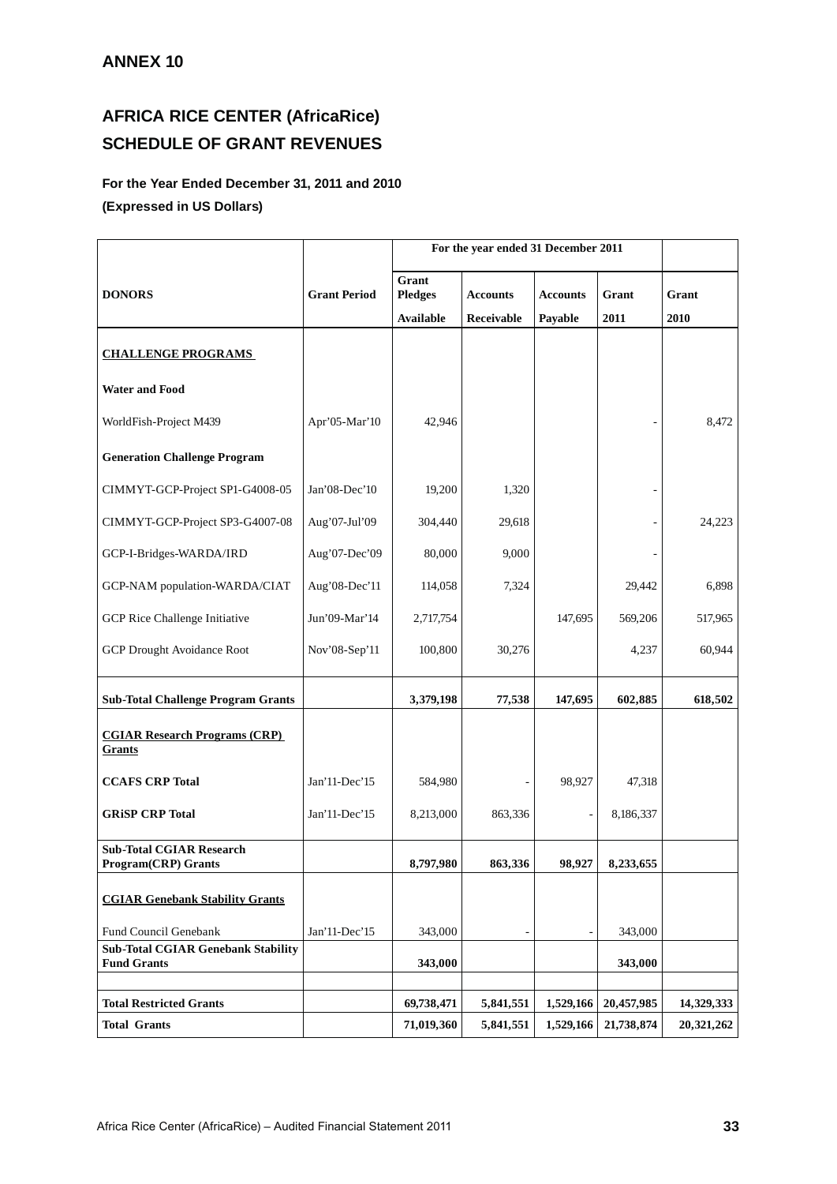## ANNEX 10

# AFRICA RICE CENTER (AfricaRice)
# SCHEDULE OF GRANT REVENUES

**For the Year Ended December 31, 2011 and 2010**

**(Expressed in US Dollars)**

| | | For the year ended 31 December 2011 | | | | |
|---|---|---|---|---|---|---|
| **DONORS** | **Grant Period** | **Grant Pledges Available** | **Accounts Receivable** | **Accounts Payable** | **Grant 2011** | **Grant 2010** |
| **CHALLENGE PROGRAMS** | | | | | | |
| **Water and Food** | | | | | | |
| WorldFish-Project M439 | Apr'05-Mar'10 | 42,946 | | | - | 8,472 |
| **Generation Challenge Program** | | | | | | |
| CIMMYT-GCP-Project SP1-G4008-05 | Jan'08-Dec'10 | 19,200 | 1,320 | | - | |
| CIMMYT-GCP-Project SP3-G4007-08 | Aug'07-Jul'09 | 304,440 | 29,618 | | - | 24,223 |
| GCP-I-Bridges-WARDA/IRD | Aug'07-Dec'09 | 80,000 | 9,000 | | - | |
| GCP-NAM population-WARDA/CIAT | Aug'08-Dec'11 | 114,058 | 7,324 | | 29,442 | 6,898 |
| GCP Rice Challenge Initiative | Jun'09-Mar'14 | 2,717,754 | | 147,695 | 569,206 | 517,965 |
| GCP Drought Avoidance Root | Nov'08-Sep'11 | 100,800 | 30,276 | | 4,237 | 60,944 |
| **Sub-Total Challenge Program Grants** | | **3,379,198** | **77,538** | **147,695** | **602,885** | **618,502** |
| **CGIAR Research Programs (CRP) Grants** | | | | | | |
| **CCAFS CRP Total** | Jan'11-Dec'15 | 584,980 | - | 98,927 | 47,318 | |
| **GRiSP CRP Total** | Jan'11-Dec'15 | 8,213,000 | 863,336 | - | 8,186,337 | |
| **Sub-Total CGIAR Research Program(CRP) Grants** | | **8,797,980** | **863,336** | **98,927** | **8,233,655** | |
| **CGIAR Genebank Stability Grants** | | | | | | |
| Fund Council Genebank | Jan'11-Dec'15 | 343,000 | - | - | 343,000 | |
| **Sub-Total CGIAR Genebank Stability Fund Grants** | | **343,000** | | | **343,000** | |
| | | | | | | |
| **Total Restricted Grants** | | **69,738,471** | **5,841,551** | **1,529,166** | **20,457,985** | **14,329,333** |
| **Total Grants** | | **71,019,360** | **5,841,551** | **1,529,166** | **21,738,874** | **20,321,262** |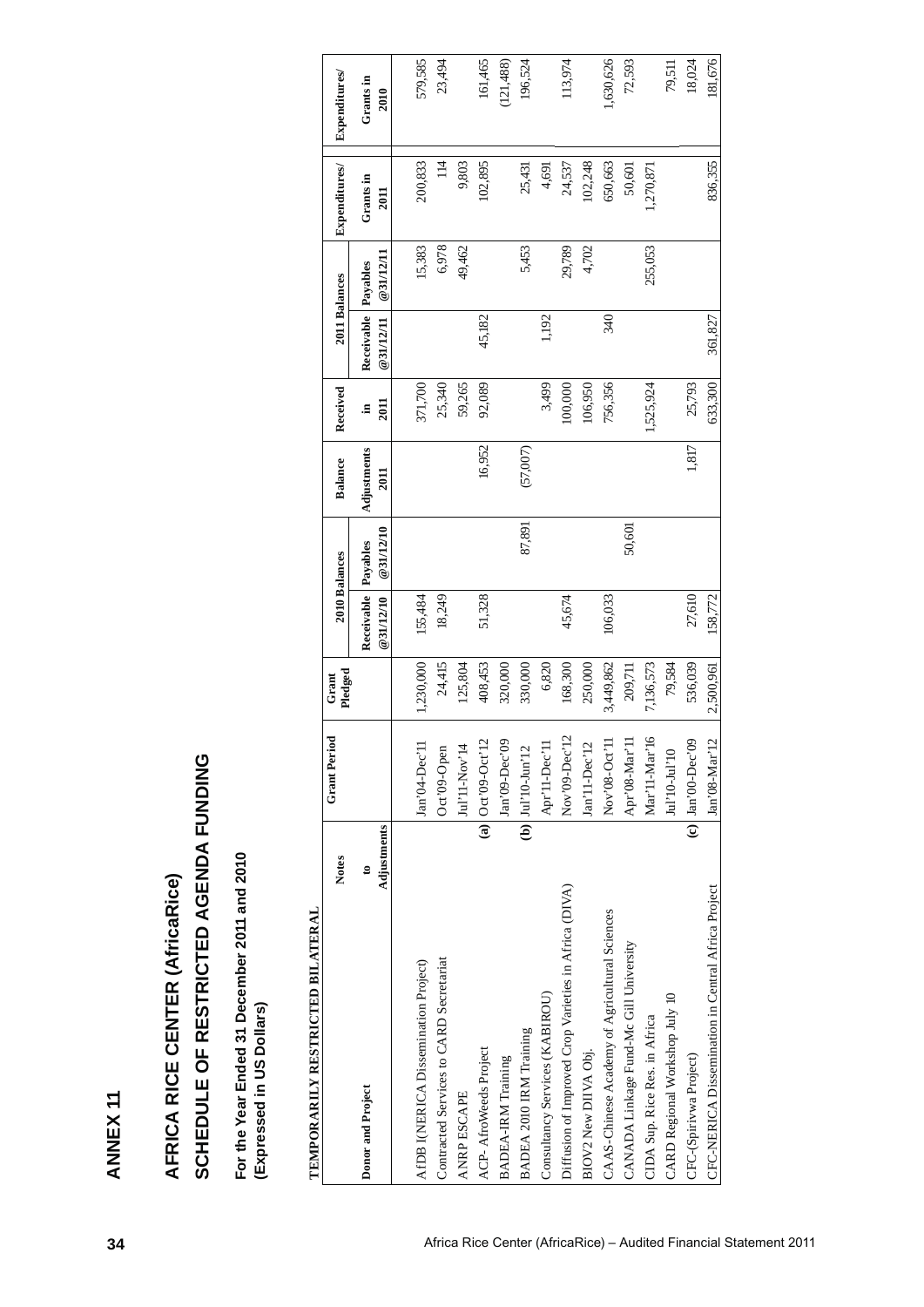# ANNEX 11

# AFRICA RICE CENTER (AfricaRice)

# SCHEDULE OF RESTRICTED AGENDA FUNDING

**For the Year Ended 31 December 2011 and 2010**
**(Expressed in US Dollars)**

**TEMPORARILY RESTRICTED BILATERAL**

| Donor and Project | Notes to Adjustments | Grant Period | Grant Pledged | 2010 Balances | | Balance Adjustments 2011 | Received in 2011 | 2011 Balances | | Expenditures/ Grants in 2011 | Expenditures/ Grants in 2010 |
|---|---|---|---|---|---|---|---|---|---|---|---|
| | | | | Receivable @31/12/10 | Payables @31/12/10 | | | Receivable @31/12/11 | Payables @31/12/11 | | |
| AfDB I(NERICA Dissemination Project) | | Jan'04-Dec'11 | 1,230,000 | 155,484 | | | 371,700 | | 15,383 | 200,833 | 579,585 |
| Contracted Services to CARD Secretariat | | Oct'09-Open | 24,415 | 18,249 | | | 25,340 | | 6,978 | 114 | 23,494 |
| ANRP ESCAPE | | Jul'11-Nov'14 | 125,804 | | | | 59,265 | | 49,462 | 9,803 | |
| ACP- AfroWeeds Project | (a) | Oct'09-Oct'12 | 408,453 | 51,328 | | 16,952 | 92,089 | 45,182 | | 102,895 | 161,465 |
| BADEA-IRM Training | | Jan'09-Dec'09 | 320,000 | | | | | | | | (121,488) |
| BADEA 2010 IRM Training | (b) | Jul'10-Jun'12 | 330,000 | | 87,891 | (57,007) | | | 5,453 | 25,431 | 196,524 |
| Consultancy Services (KABIROU) | | Apr'11-Dec'11 | 6,820 | | | | 3,499 | 1,192 | | 4,691 | |
| Diffusion of Improved Crop Varieties in Africa (DIVA) | | Nov'09-Dec'12 | 168,300 | 45,674 | | | 100,000 | | 29,789 | 24,537 | 113,974 |
| BIOV2 New DIIVA Obj. | | Jan'11-Dec'12 | 250,000 | | | | 106,950 | | 4,702 | 102,248 | |
| CAAS-Chinese Academy of Agricultural Sciences | | Nov'08-Oct'11 | 3,449,862 | 106,033 | | | 756,356 | 340 | | 650,663 | 1,630,626 |
| CANADA Linkage Fund-Mc Gill University | | Apr'08-Mar'11 | 209,711 | | 50,601 | | | | | 50,601 | 72,593 |
| CIDA Sup. Rice Res. in Africa | | Mar'11-Mar'16 | 7,136,573 | | | | 1,525,924 | | 255,053 | 1,270,871 | |
| CARD Regional Workshop July 10 | | Jul'10-Jul'10 | 79,584 | | | | | | | | 79,511 |
| CFC-(Spirivwa Project) | (c) | Jan'00-Dec'09 | 536,039 | 27,610 | | 1,817 | 25,793 | | | | 18,024 |
| CFC-NERICA Dissemination in Central Africa Project | | Jan'08-Mar'12 | 2,500,961 | 158,772 | | | 633,300 | 361,827 | | 836,355 | 181,676 |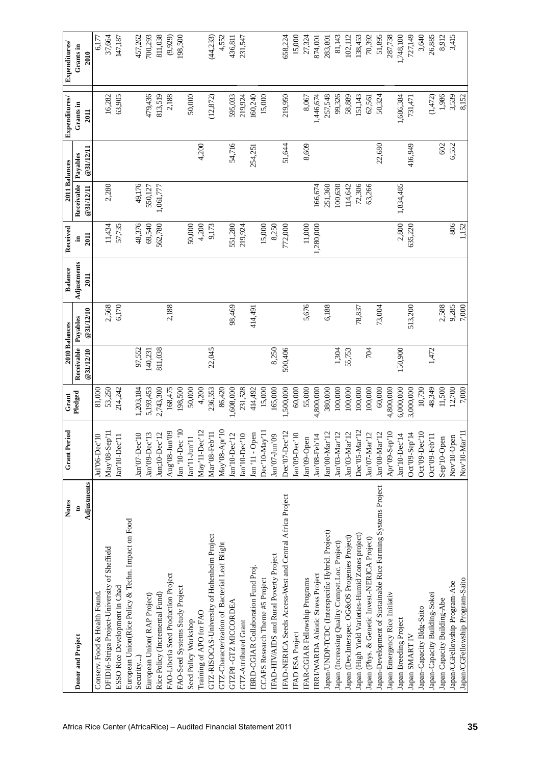| Donor and Project | Notes to Adjustments | Grant Period | Grant Pledged | 2010 Balances | | Balance Adjustments 2011 | Received in 2011 | 2011 Balances | | Expenditures/ Grants in 2011 | Expenditures/ Grants in 2010 |
|---|---|---|---|---|---|---|---|---|---|---|---|
| | | | | Receivable @31/12/10 | Payables @31/12/10 | | | Receivable @31/12/11 | Payables @31/12/11 | | |
| Conserv. Food & Health Found. | | Jul'06-Dec'10 | 81,000 | | | | | | | | 6,177 |
| DFID16-Striga Project-University of Sheffield | | May'08-Sep'11 | 53,250 | | 2,568 | | 11,434 | 2,280 | | 16,282 | 37,664 |
| ESSO Rice Development in Chad | | Jan'10-Dec'11 | 214,242 | | 6,170 | | 57,735 | | | 63,905 | 147,187 |
| European Union(Rice Policy & Techn. Impact on Food Security...) | | Jan'07-Dec'10 | 1,203,184 | 97,552 | | | 48,376 | 49,176 | | | 457,262 |
| European Union( RAP Project) | | Jan'09-Dec'13 | 5,193,453 | 140,231 | | | 69,540 | 550,127 | | 479,436 | 700,293 |
| Rice Policy (Incremental Fund) | | Jun;10-Dec'12 | 2,743,300 | 811,038 | | | 562,780 | 1,061,777 | | 813,519 | 811,038 |
| FAO-Liberia Seed Production Project | | Aug'08-Jun'09 | 168,475 | | 2,188 | | | | | 2,188 | (9,929) |
| FAO-Seed Systems Study Project | | Jan '10-Dec '10 | 198,500 | | | | | | | | 198,500 |
| Seed Policy Workshop | | Jan'11-Jun'11 | 50,000 | | | | 50,000 | | | 50,000 | |
| Training of APO for FAO | | May'11-Dec'12 | 4,200 | | | | 4,200 | | 4,200 | | |
| GTZ-RISOCAS-University of Hohenheim Project | | Mar'08-Feb'11 | 236,553 | 22,045 | | | 9,173 | | | (12,872) | (44,233) |
| GTZ-Characterization of Bacterial Leaf Blight | | May'08-Apr'10 | 86,420 | | | | | | | | 4,552 |
| GTZP8 -GTZ MICCORDEA | | Jan'10-Dec'12 | 1,608,000 | | 98,469 | | 551,280 | | 54,716 | 595,033 | 436,811 |
| GTZ-Attributed Grant | | Jan'10-Dec'10 | 231,528 | | | | 219,924 | | | 219,924 | 231,547 |
| IBRD-CGIAR Collaboration Fund Proj. | | Jan '11 - Open | 414,492 | | 414,491 | | | | 254,251 | 160,240 | |
| CCAFS Research Theme #5 Project | | Dec'10-May'11 | 15,000 | | | | 15,000 | | | 15,000 | |
| IFAD-HIV/AIDS and Rural Poverty Project | | Jan'07-Jun'09 | 165,000 | 8,250 | | | 8,250 | | | | |
| IFAD-NERICA Seeds Access-West and Central Africa Project | | Dec'07-Dec'12 | 1,500,000 | 500,406 | | | 772,000 | | 51,644 | 219,950 | 658,224 |
| IFAD ESA Project | | Jan'09-Dec'10 | 60,000 | | | | | | | | 15,000 |
| IFAR-CGIAR Fellowship Programs | | Jan'09-Open | 55,000 | | 5,676 | | 11,000 | | 8,609 | 8,067 | 27,324 |
| IRRI/WARDA Abiotic Stress Project | | Jan'08-Feb'14 | 4,800,000 | | | | 1,280,000 | 166,674 | | 1,446,674 | 874,001 |
| Japan/UNDP-TCDC (Interspecific Hybrid. Project) | | Jan'00-Mar'12 | 380,000 | | 6,188 | | | 251,360 | | 257,548 | 283,801 |
| Japan (Increasing Quality Compet.Loc. Project) | | Jan'03-Mar'12 | 100,000 | 1,304 | | | | 100,630 | | 99,326 | 81,143 |
| Japan (Dev.Interspec. OG&OS Progenies Project) | | Jan'03-Mar'12 | 100,000 | 55,753 | | | | 114,642 | | 58,889 | 102,112 |
| Japan (High Yield Varieties-Humid Zones project) | | Dec'05-Mar'12 | 100,000 | | 78,837 | | | 72,306 | | 151,143 | 138,453 |
| Japan (Phys. & Genetic Invest.-NERICA Project) | | Jan'07-Mar'12 | 100,000 | 704 | | | | 63,266 | | 62,561 | 70,392 |
| Japan-Development of Sustainable Rice Farming Systems Project | | Jan'08-Mar'12 | 60,000 | | 73,004 | | | | 22,680 | 50,324 | 51,895 |
| Japan Emergency Rice Initiativ | | Apr'09-Sep'10 | 4,800,000 | | | | | | | | 287,738 |
| Japan Breeding Project | | Jan'10-Dec'14 | 6,000,000 | 150,900 | | | 2,800 | 1,834,485 | | 1,686,384 | 1,748,100 |
| Japan SMART IV | | Oct'09-Sep'14 | 3,000,000 | | 513,200 | | 635,220 | | 416,949 | 731,471 | 727,149 |
| Japan-Capacity Bldg-Saito | | Oct'09-Dec'10 | 10,730 | | | | | | | | 3,640 |
| Japan-Capacity Building-Sokei | | Oct'09-Feb'11 | 48,349 | 1,472 | | | | | | (1,472) | 26,885 |
| Japan Capacity Building-Abe | | Sep'10-Open | 11,500 | | 2,588 | | | | 602 | 1,986 | 8,912 |
| Japan/CGFellowship Program-Abe | | Nov'10-Open | 12,700 | | 9,285 | | 806 | | 6,552 | 3,539 | 3,415 |
| Japan/CGFellowship Program-Saito | | Nov'10-Mar'11 | 7,000 | | 7,000 | | 1,152 | | | 8,152 | |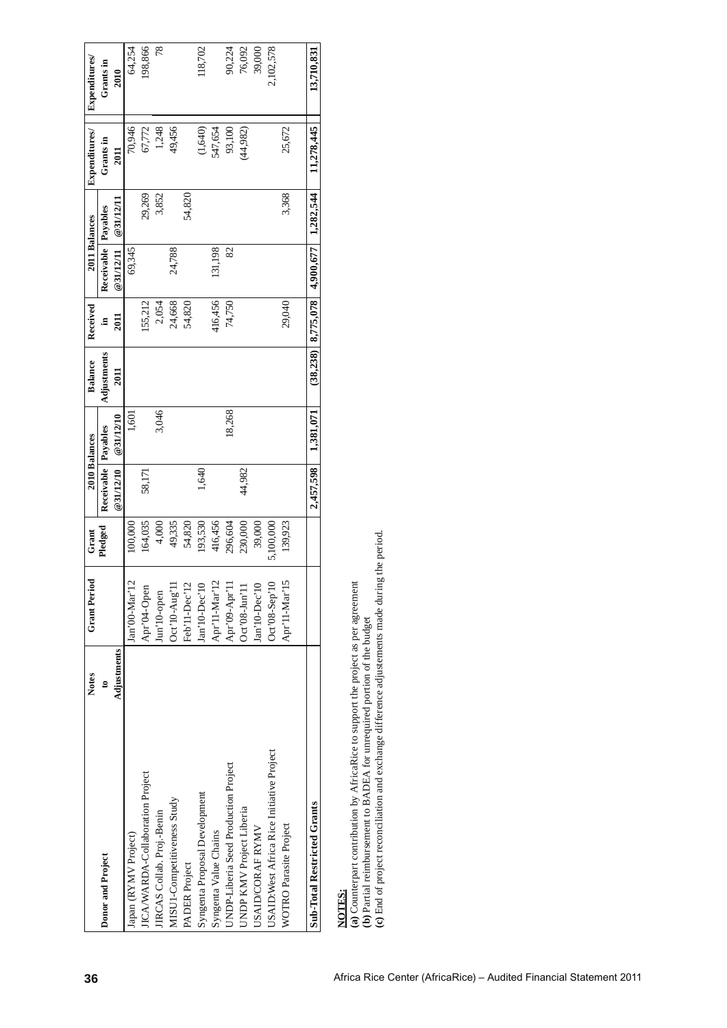| Donor and Project | Notes to Adjustments | Grant Period | Grant Pledged | 2010 Balances | | Balance Adjustments 2011 | Received in 2011 | 2011 Balances | | Expenditures/ Grants in 2011 | Expenditures/ Grants in 2010 |
|---|---|---|---|---|---|---|---|---|---|---|---|
| | | | | Receivable @31/12/10 | Payables @31/12/10 | | | Receivable @31/12/11 | Payables @31/12/11 | | |
| Japan (RYMV Project) | | Jan'00-Mar'12 | 100,000 | | 1,601 | | | 69,345 | | 70,946 | 64,254 |
| JICA/WARDA-Collaboration Project | | Apr'04-Open | 164,035 | 58,171 | | | 155,212 | | 29,269 | 67,772 | 198,866 |
| JIRCAS Collab. Proj.-Benin | | Jun'10-open | 4,000 | | 3,046 | | 2,054 | | 3,852 | 1,248 | 78 |
| MISU1-Competitiveness Study | | Oct'10-Aug'11 | 49,335 | | | | 24,668 | 24,788 | | 49,456 | |
| PADER Project | | Feb'11-Dec'12 | 54,820 | | | | 54,820 | | 54,820 | | |
| Syngenta Proposal Development | | Jan'10-Dec'10 | 193,530 | 1,640 | | | | | | (1,640) | 118,702 |
| Syngenta Value Chains | | Apr'11-Mar'12 | 416,456 | | | | 416,456 | 131,198 | | 547,654 | |
| UNDP-Liberia Seed Production Project | | Apr'09-Apr'11 | 296,604 | | 18,268 | | 74,750 | 82 | | 93,100 | 90,224 |
| UNDP KMV Project Liberia | | Oct'08-Jun'11 | 230,000 | 44,982 | | | | | | (44,982) | 76,092 |
| USAID/CORAF RYMV | | Jan'10-Dec'10 | 39,000 | | | | | | | | 39,000 |
| USAID:West Africa Rice Initiative Project | | Oct'08-Sep'10 | 5,100,000 | | | | | | | | 2,102,578 |
| WOTRO Parasite Project | | Apr'11-Mar'15 | 139,923 | | | | 29,040 | | 3,368 | 25,672 | |
| **Sub-Total Restricted Grants** | | | | **2,457,598** | **1,381,071** | **(38,238)** | **8,775,078** | **4,900,677** | **1,282,544** | **11,278,445** | **13,710,831** |

**NOTES:**

**(a)** Counterpart contribution by AfricaRice to support the project as per agreement
**(b)** Partial reimbursement to BADEA for unrequired portion of the budget
**(c)** End of project reconciliation and exchange difference adjustements made during the period.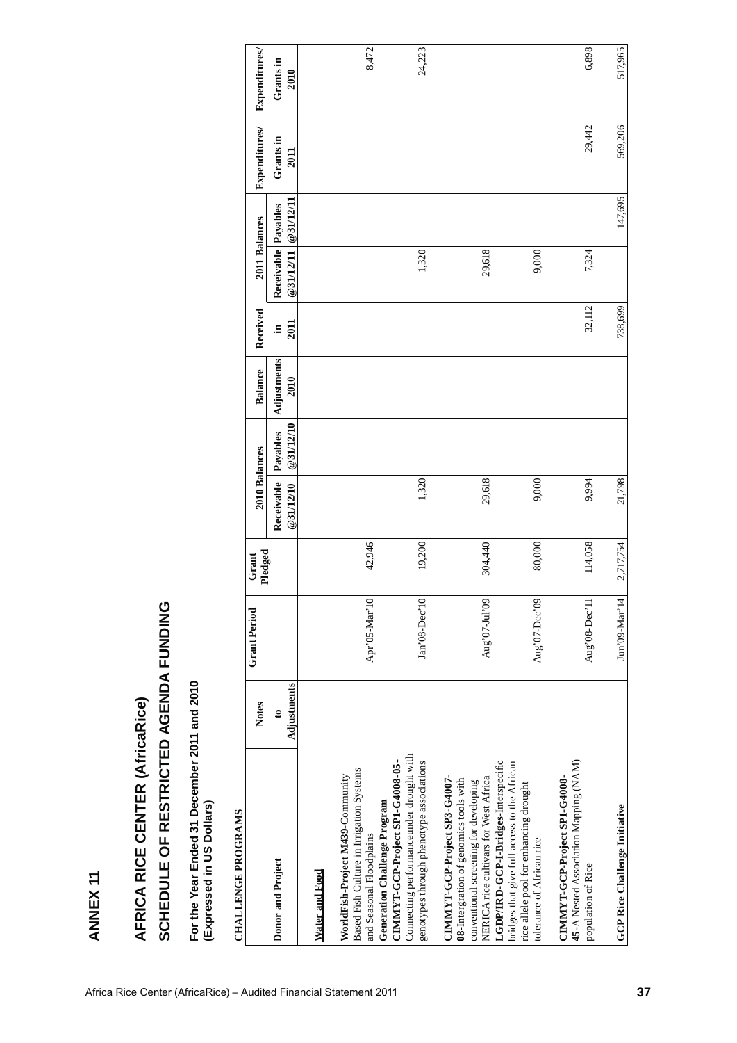# ANNEX 11

## AFRICA RICE CENTER (AfricaRice)

## SCHEDULE OF RESTRICTED AGENDA FUNDING

**For the Year Ended 31 December 2011 and 2010**
**(Expressed in US Dollars)**

**CHALLENGE PROGRAMS**

| Donor and Project | Notes to Adjustments | Grant Period | Grant Pledged | 2010 Balances | | Balance Adjustments 2010 | Received in 2011 | 2011 Balances | | Expenditures/ Grants in 2011 | Expenditures/ Grants in 2010 |
|---|---|---|---|---|---|---|---|---|---|---|---|
| | | | | Receivable @31/12/10 | Payables @31/12/10 | | | Receivable @31/12/11 | Payables @31/12/11 | | |
| **Water and Food** | | | | | | | | | | | |
| **WorldFish-Project M439**-Community Based Fish Culture in Irrigation Systems and Seasonal Floodplains | | Apr'05-Mar'10 | 42,946 | | | | | | | | 8,472 |
| **Generation Challenge Program** | | | | | | | | | | | |
| **CIMMYT-GCP-Project SP1-G4008-05**-Connecting performanceunder drought with genotypes through phenotype associations | | Jan'08-Dec'10 | 19,200 | 1,320 | | | | 1,320 | | | 24,223 |
| **CIMMYT-GCP-Project SP3-G4007-08**-Intergration of genomics tools with conventional screening for developing NERICA rice cultivars for West Africa | | Aug'07-Jul'09 | 304,440 | 29,618 | | | | 29,618 | | | |
| **LGDP/IRD-GCP-I-Bridges**-Interspecific bridges that give full access to the African rice allele pool for enhancing drought tolerance of African rice | | Aug'07-Dec'09 | 80,000 | 9,000 | | | | 9,000 | | | |
| **CIMMYT-GCP-Project SP1-G4008-45**-A Nested Association Mapping (NAM) population of Rice | | Aug'08-Dec'11 | 114,058 | 9,994 | | | 32,112 | 7,324 | | 29,442 | 6,898 |
| **GCP Rice Challenge Initiative** | | Jun'09-Mar'14 | 2,717,754 | 21,798 | | | 738,699 | | 147,695 | 569,206 | 517,965 |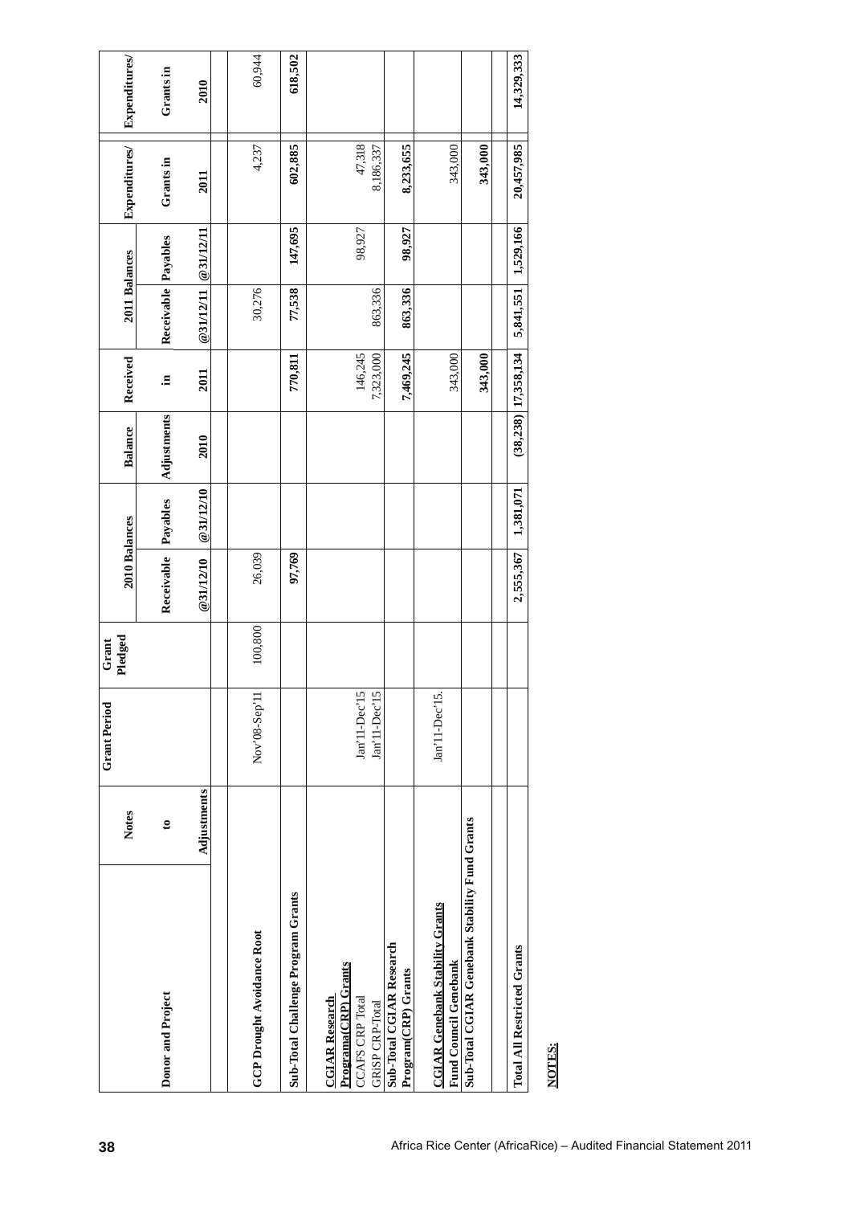| Donor and Project | Notes to Adjustments | Grant Period | Grant Pledged | 2010 Balances | | Balance Adjustments | Received in | 2011 Balances | | Expenditures/ Grants in | Expenditures/ Grants in |
|---|---|---|---|---|---|---|---|---|---|---|---|
| | | | | Receivable | Payables | | | Receivable | Payables | | |
| | | | | @31/12/10 | @31/12/10 | 2010 | 2011 | @31/12/11 | @31/12/11 | 2011 | 2010 |
| **GCP Drought Avoidance Root** | | Nov'08-Sep'11 | 100,800 | 26,039 | | | | 30,276 | | 4,237 | 60,944 |
| **Sub-Total Challenge Program Grants** | | | | **97,769** | | | **770,811** | **77,538** | **147,695** | **602,885** | **618,502** |
| **CGIAR Research Programs(CRP) Grants** | | | | | | | | | | | |
| CCAFS CRP Total | | Jan'11-Dec'15 | | | | | 146,245 | | 98,927 | 47,318 | |
| GRiSP CRP-Total | | Jan'11-Dec'15 | | | | | 7,323,000 | 863,336 | | 8,186,337 | |
| **Sub-Total CGIAR Research Program(CRP) Grants** | | | | | | | **7,469,245** | **863,336** | **98,927** | **8,233,655** | |
| **CGIAR Genebank Stability Grants** | | | | | | | | | | | |
| **Fund Council Genebank** | | Jan'11-Dec'15. | | | | | 343,000 | | | 343,000 | |
| **Sub-Total CGIAR Genebank Stability Fund Grants** | | | | | | | **343,000** | | | **343,000** | |
| **Total All Restricted Grants** | | | | **2,555,367** | **1,381,071** | **(38,238)** | **17,358,134** | **5,841,551** | **1,529,166** | **20,457,985** | **14,329,333** |

**NOTES:**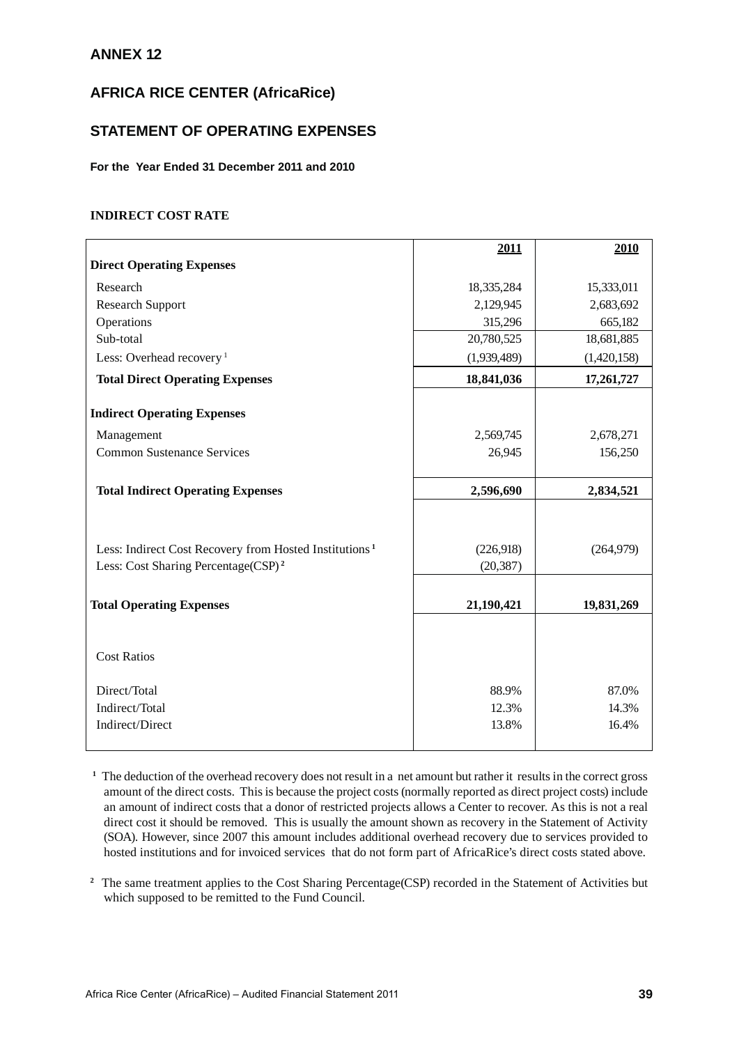## ANNEX 12

## AFRICA RICE CENTER (AfricaRice)

## STATEMENT OF OPERATING EXPENSES

**For the Year Ended 31 December 2011 and 2010**

**INDIRECT COST RATE**

| | 2011 | 2010 |
|---|---|---|
| **Direct Operating Expenses** | | |
| Research | 18,335,284 | 15,333,011 |
| Research Support | 2,129,945 | 2,683,692 |
| Operations | 315,296 | 665,182 |
| Sub-total | 20,780,525 | 18,681,885 |
| Less: Overhead recovery [1] | (1,939,489) | (1,420,158) |
| **Total Direct Operating Expenses** | **18,841,036** | **17,261,727** |
| | | |
| **Indirect Operating Expenses** | | |
| Management | 2,569,745 | 2,678,271 |
| Common Sustenance Services | 26,945 | 156,250 |
| | | |
| **Total Indirect Operating Expenses** | **2,596,690** | **2,834,521** |
| | | |
| Less: Indirect Cost Recovery from Hosted Institutions [1] | (226,918) | (264,979) |
| Less: Cost Sharing Percentage(CSP) [2] | (20,387) | |
| | | |
| **Total Operating Expenses** | **21,190,421** | **19,831,269** |
| | | |
| Cost Ratios | | |
| | | |
| Direct/Total | 88.9% | 87.0% |
| Indirect/Total | 12.3% | 14.3% |
| Indirect/Direct | 13.8% | 16.4% |

[1] The deduction of the overhead recovery does not result in a net amount but rather it results in the correct gross amount of the direct costs. This is because the project costs (normally reported as direct project costs) include an amount of indirect costs that a donor of restricted projects allows a Center to recover. As this is not a real direct cost it should be removed. This is usually the amount shown as recovery in the Statement of Activity (SOA). However, since 2007 this amount includes additional overhead recovery due to services provided to hosted institutions and for invoiced services that do not form part of AfricaRice's direct costs stated above.

[2] The same treatment applies to the Cost Sharing Percentage(CSP) recorded in the Statement of Activities but which supposed to be remitted to the Fund Council.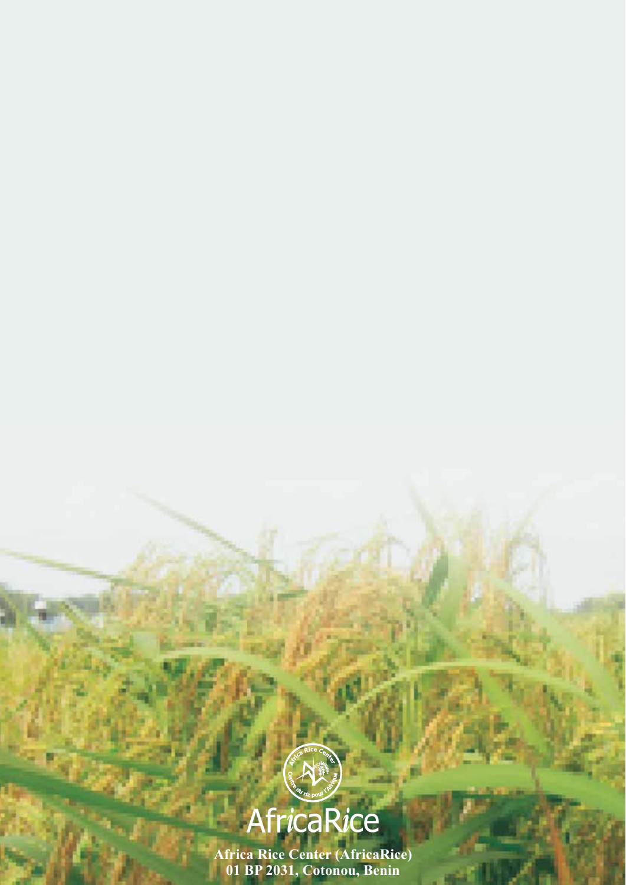AfricaRice

**Africa Rice Center (AfricaRice)**
**01 BP 2031, Cotonou, Benin**